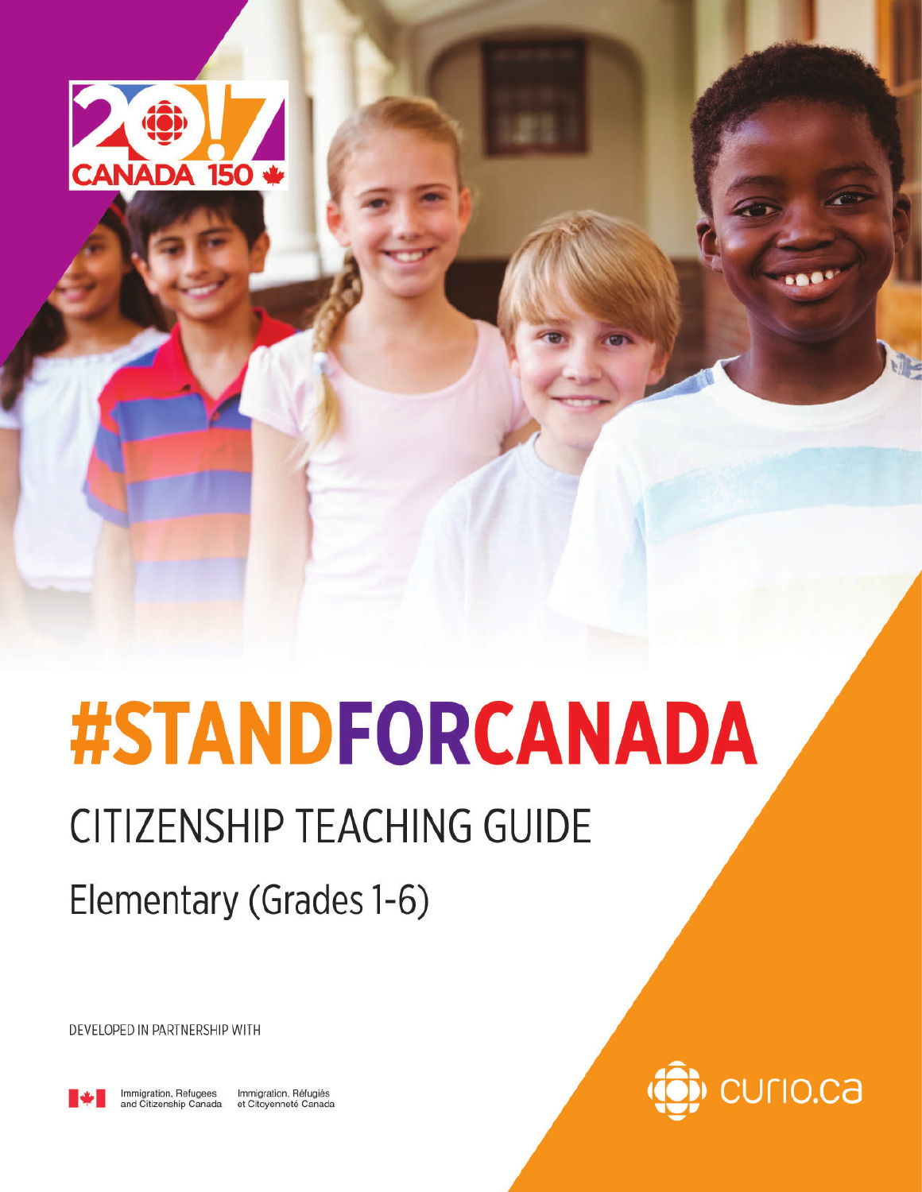# #STANDFORCANADA

## CITIZENSHIP TEACHING GUIDE

Elementary (Grades 1-6)

DEVELOPED IN PARTNERSHIP WITH

Immigration, Refugees and Citizenship Canada

Immigration, Réfugiés et Citoyenneté Canada

curio.ca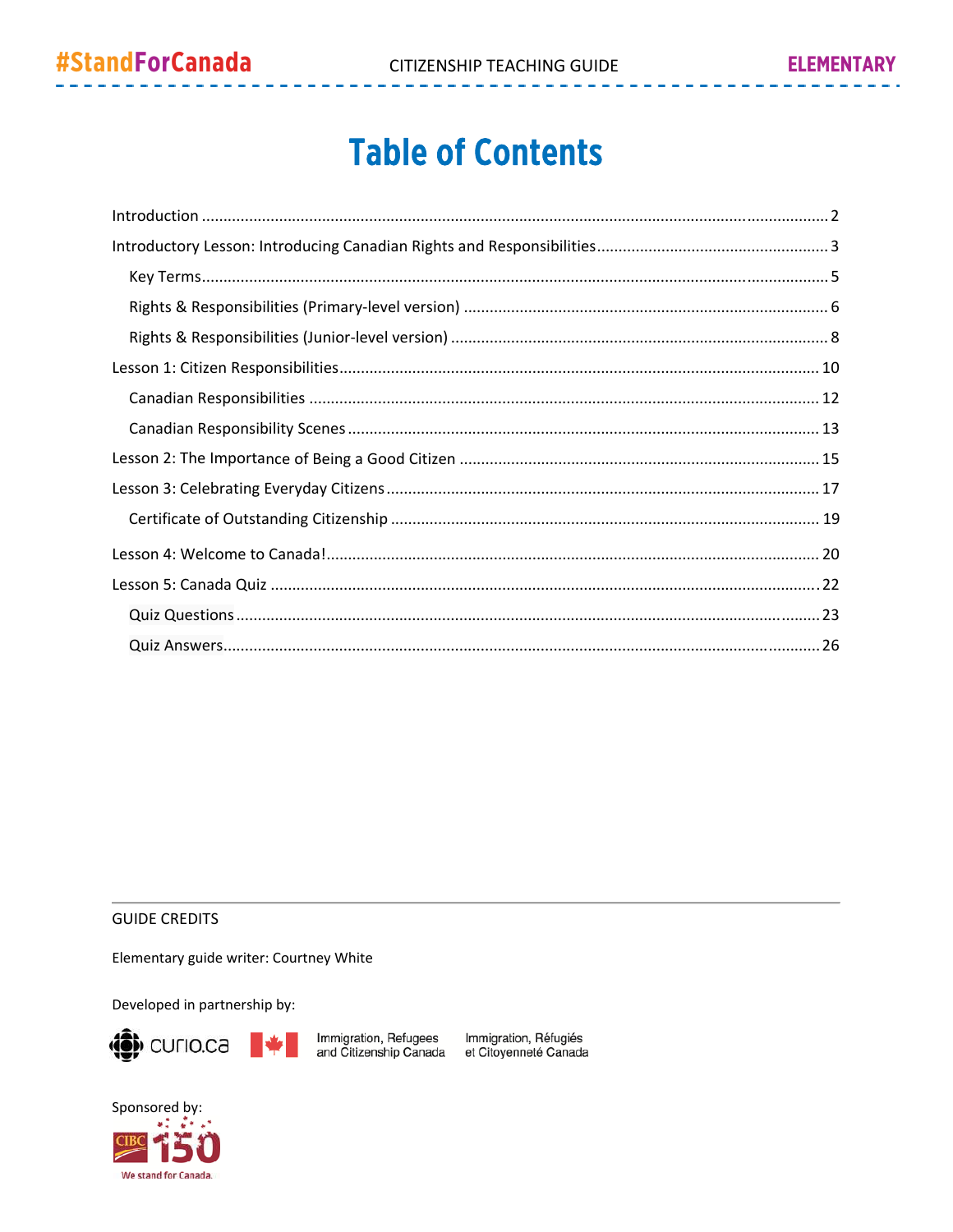# Table of Contents

Introduction ................................................................................................................................ 2

Introductory Lesson: Introducing Canadian Rights and Responsibilities ..................................................... 3

- Key Terms ............................................................................................................................... 5
- Rights & Responsibilities (Primary-level version) ...................................................................... 6
- Rights & Responsibilities (Junior-level version) ......................................................................... 8

Lesson 1: Citizen Responsibilities ............................................................................................... 10

- Canadian Responsibilities ....................................................................................................... 12
- Canadian Responsibility Scenes .............................................................................................. 13

Lesson 2: The Importance of Being a Good Citizen ....................................................................... 15

Lesson 3: Celebrating Everyday Citizens ...................................................................................... 17

- Certificate of Outstanding Citizenship ...................................................................................... 19

Lesson 4: Welcome to Canada! .................................................................................................... 20

Lesson 5: Canada Quiz ................................................................................................................ 22

- Quiz Questions ....................................................................................................................... 23
- Quiz Answers ......................................................................................................................... 26

---

GUIDE CREDITS

Elementary guide writer: Courtney White

Developed in partnership by:

curio.ca — Immigration, Refugees and Citizenship Canada / Immigration, Réfugiés et Citoyenneté Canada

Sponsored by:

CIBC 150 — We stand for Canada.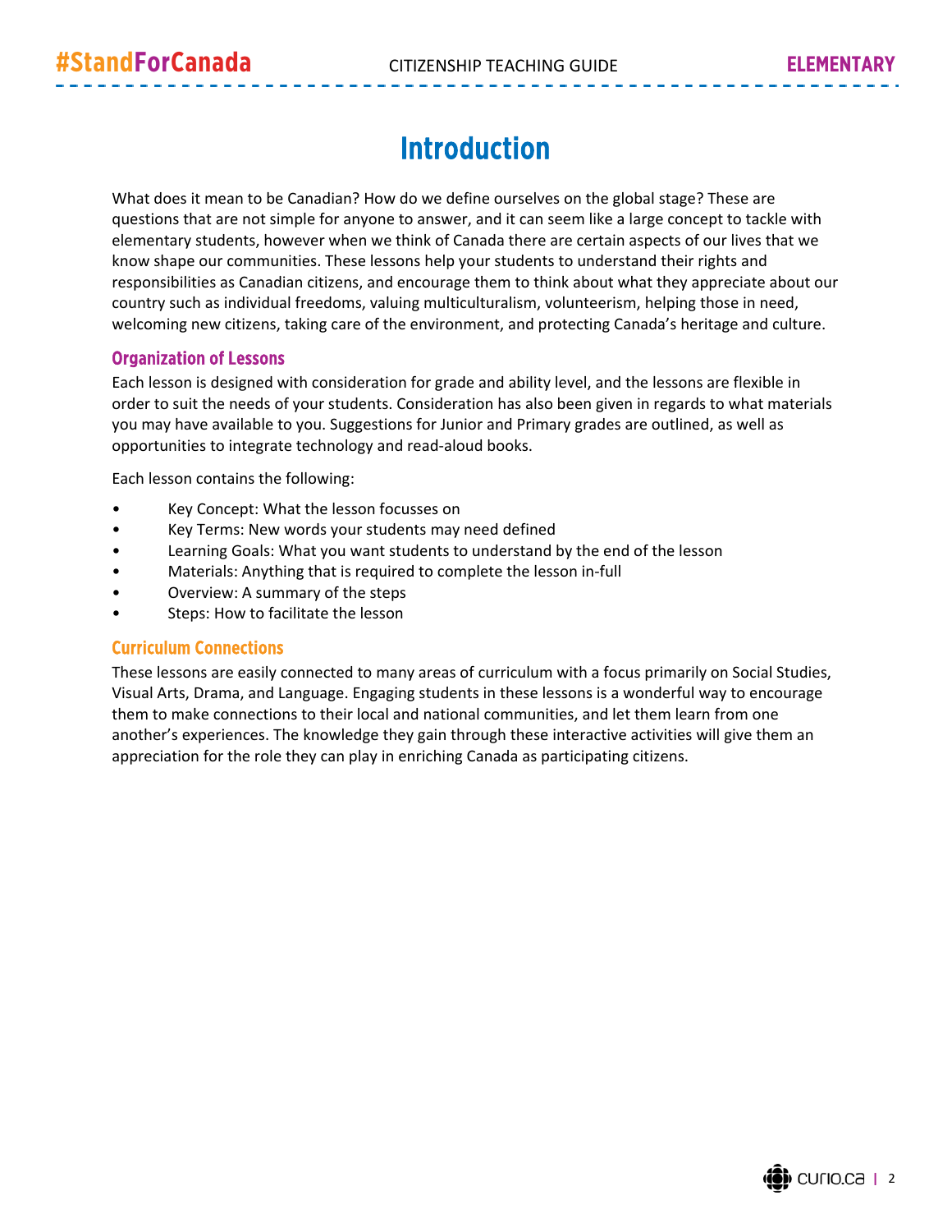# Introduction

What does it mean to be Canadian? How do we define ourselves on the global stage? These are questions that are not simple for anyone to answer, and it can seem like a large concept to tackle with elementary students, however when we think of Canada there are certain aspects of our lives that we know shape our communities. These lessons help your students to understand their rights and responsibilities as Canadian citizens, and encourage them to think about what they appreciate about our country such as individual freedoms, valuing multiculturalism, volunteerism, helping those in need, welcoming new citizens, taking care of the environment, and protecting Canada's heritage and culture.

## Organization of Lessons

Each lesson is designed with consideration for grade and ability level, and the lessons are flexible in order to suit the needs of your students. Consideration has also been given in regards to what materials you may have available to you. Suggestions for Junior and Primary grades are outlined, as well as opportunities to integrate technology and read-aloud books.

Each lesson contains the following:

- Key Concept: What the lesson focusses on
- Key Terms: New words your students may need defined
- Learning Goals: What you want students to understand by the end of the lesson
- Materials: Anything that is required to complete the lesson in-full
- Overview: A summary of the steps
- Steps: How to facilitate the lesson

## Curriculum Connections

These lessons are easily connected to many areas of curriculum with a focus primarily on Social Studies, Visual Arts, Drama, and Language. Engaging students in these lessons is a wonderful way to encourage them to make connections to their local and national communities, and let them learn from one another's experiences. The knowledge they gain through these interactive activities will give them an appreciation for the role they can play in enriching Canada as participating citizens.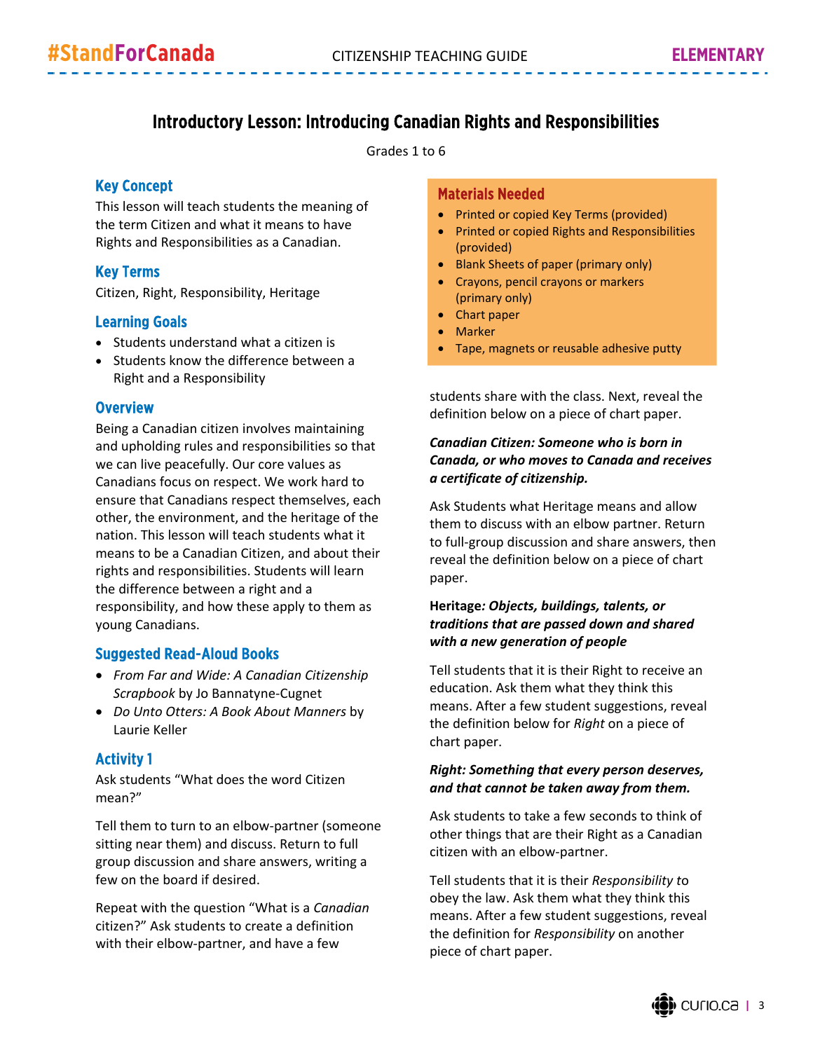# Introductory Lesson: Introducing Canadian Rights and Responsibilities

Grades 1 to 6

## Key Concept

This lesson will teach students the meaning of the term Citizen and what it means to have Rights and Responsibilities as a Canadian.

## Key Terms

Citizen, Right, Responsibility, Heritage

## Learning Goals

- Students understand what a citizen is
- Students know the difference between a Right and a Responsibility

## Overview

Being a Canadian citizen involves maintaining and upholding rules and responsibilities so that we can live peacefully. Our core values as Canadians focus on respect. We work hard to ensure that Canadians respect themselves, each other, the environment, and the heritage of the nation. This lesson will teach students what it means to be a Canadian Citizen, and about their rights and responsibilities. Students will learn the difference between a right and a responsibility, and how these apply to them as young Canadians.

## Suggested Read-Aloud Books

- *From Far and Wide: A Canadian Citizenship Scrapbook* by Jo Bannatyne-Cugnet
- *Do Unto Otters: A Book About Manners* by Laurie Keller

## Materials Needed

- Printed or copied Key Terms (provided)
- Printed or copied Rights and Responsibilities (provided)
- Blank Sheets of paper (primary only)
- Crayons, pencil crayons or markers (primary only)
- Chart paper
- Marker
- Tape, magnets or reusable adhesive putty

## Activity 1

Ask students "What does the word Citizen mean?"

Tell them to turn to an elbow-partner (someone sitting near them) and discuss. Return to full group discussion and share answers, writing a few on the board if desired.

Repeat with the question "What is a *Canadian* citizen?" Ask students to create a definition with their elbow-partner, and have a few students share with the class. Next, reveal the definition below on a piece of chart paper.

***Canadian Citizen: Someone who is born in Canada, or who moves to Canada and receives a certificate of citizenship.***

Ask Students what Heritage means and allow them to discuss with an elbow partner. Return to full-group discussion and share answers, then reveal the definition below on a piece of chart paper.

**Heritage*: Objects, buildings, talents, or traditions that are passed down and shared with a new generation of people***

Tell students that it is their Right to receive an education. Ask them what they think this means. After a few student suggestions, reveal the definition below for *Right* on a piece of chart paper.

***Right: Something that every person deserves, and that cannot be taken away from them.***

Ask students to take a few seconds to think of other things that are their Right as a Canadian citizen with an elbow-partner.

Tell students that it is their *Responsibility* to obey the law. Ask them what they think this means. After a few student suggestions, reveal the definition for *Responsibility* on another piece of chart paper.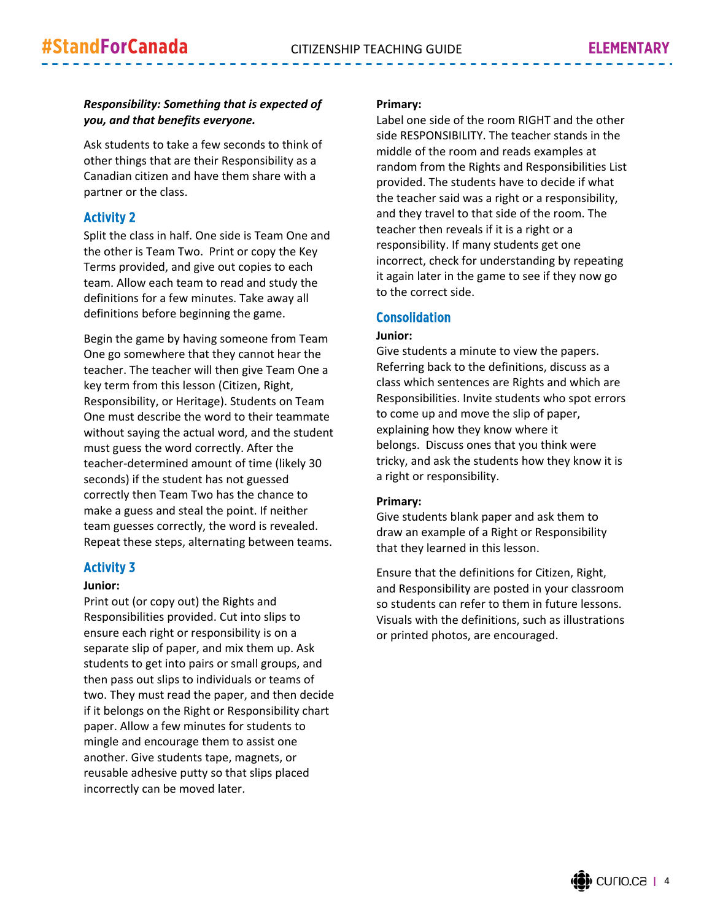***Responsibility: Something that is expected of you, and that benefits everyone.***

Ask students to take a few seconds to think of other things that are their Responsibility as a Canadian citizen and have them share with a partner or the class.

## Activity 2

Split the class in half. One side is Team One and the other is Team Two. Print or copy the Key Terms provided, and give out copies to each team. Allow each team to read and study the definitions for a few minutes. Take away all definitions before beginning the game.

Begin the game by having someone from Team One go somewhere that they cannot hear the teacher. The teacher will then give Team One a key term from this lesson (Citizen, Right, Responsibility, or Heritage). Students on Team One must describe the word to their teammate without saying the actual word, and the student must guess the word correctly. After the teacher-determined amount of time (likely 30 seconds) if the student has not guessed correctly then Team Two has the chance to make a guess and steal the point. If neither team guesses correctly, the word is revealed. Repeat these steps, alternating between teams.

## Activity 3

**Junior:**

Print out (or copy out) the Rights and Responsibilities provided. Cut into slips to ensure each right or responsibility is on a separate slip of paper, and mix them up. Ask students to get into pairs or small groups, and then pass out slips to individuals or teams of two. They must read the paper, and then decide if it belongs on the Right or Responsibility chart paper. Allow a few minutes for students to mingle and encourage them to assist one another. Give students tape, magnets, or reusable adhesive putty so that slips placed incorrectly can be moved later.

**Primary:**

Label one side of the room RIGHT and the other side RESPONSIBILITY. The teacher stands in the middle of the room and reads examples at random from the Rights and Responsibilities List provided. The students have to decide if what the teacher said was a right or a responsibility, and they travel to that side of the room. The teacher then reveals if it is a right or a responsibility. If many students get one incorrect, check for understanding by repeating it again later in the game to see if they now go to the correct side.

## Consolidation

**Junior:**

Give students a minute to view the papers. Referring back to the definitions, discuss as a class which sentences are Rights and which are Responsibilities. Invite students who spot errors to come up and move the slip of paper, explaining how they know where it belongs. Discuss ones that you think were tricky, and ask the students how they know it is a right or responsibility.

**Primary:**

Give students blank paper and ask them to draw an example of a Right or Responsibility that they learned in this lesson.

Ensure that the definitions for Citizen, Right, and Responsibility are posted in your classroom so students can refer to them in future lessons. Visuals with the definitions, such as illustrations or printed photos, are encouraged.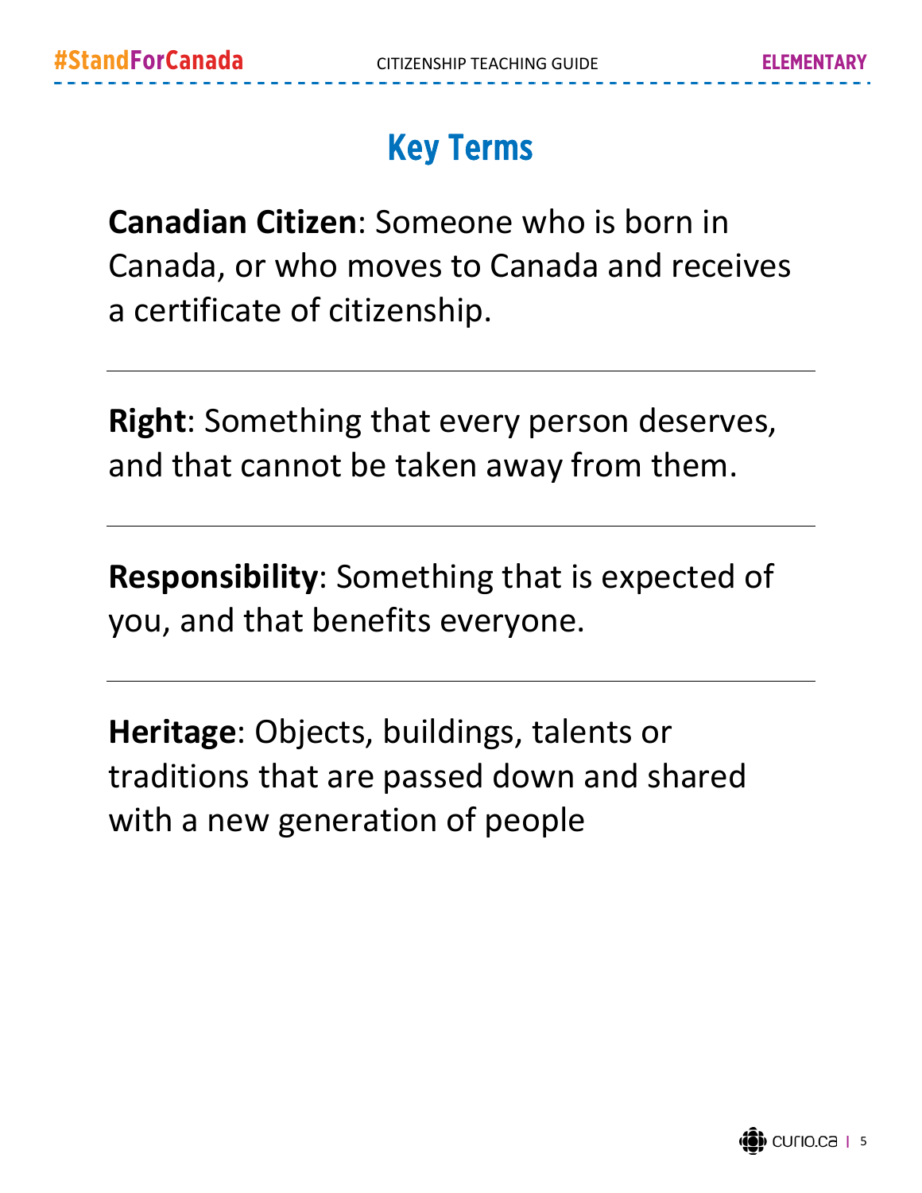# Key Terms

**Canadian Citizen**: Someone who is born in Canada, or who moves to Canada and receives a certificate of citizenship.

---

**Right**: Something that every person deserves, and that cannot be taken away from them.

---

**Responsibility**: Something that is expected of you, and that benefits everyone.

---

**Heritage**: Objects, buildings, talents or traditions that are passed down and shared with a new generation of people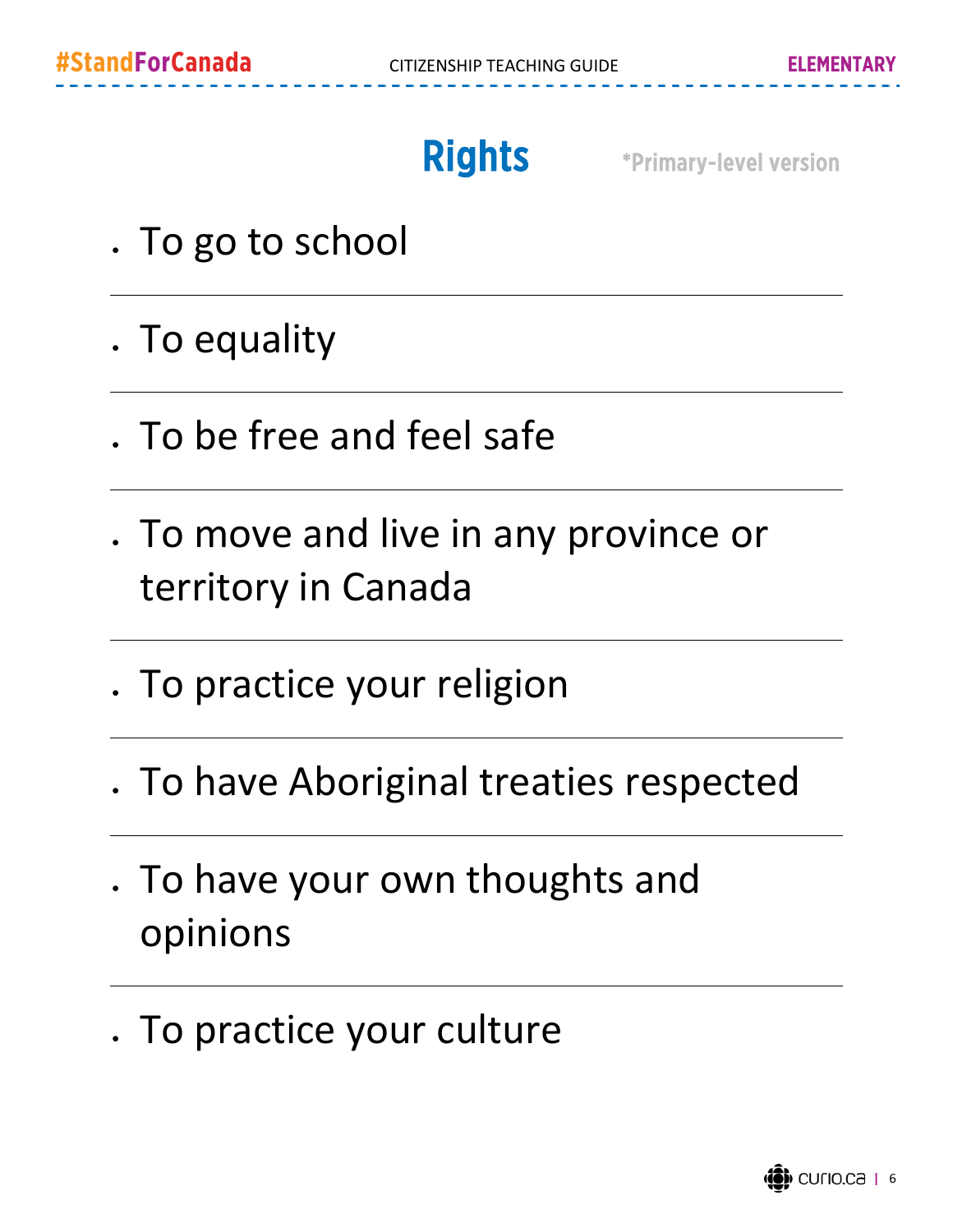# Rights

*Primary-level version

- To go to school
- To equality
- To be free and feel safe
- To move and live in any province or territory in Canada
- To practice your religion
- To have Aboriginal treaties respected
- To have your own thoughts and opinions
- To practice your culture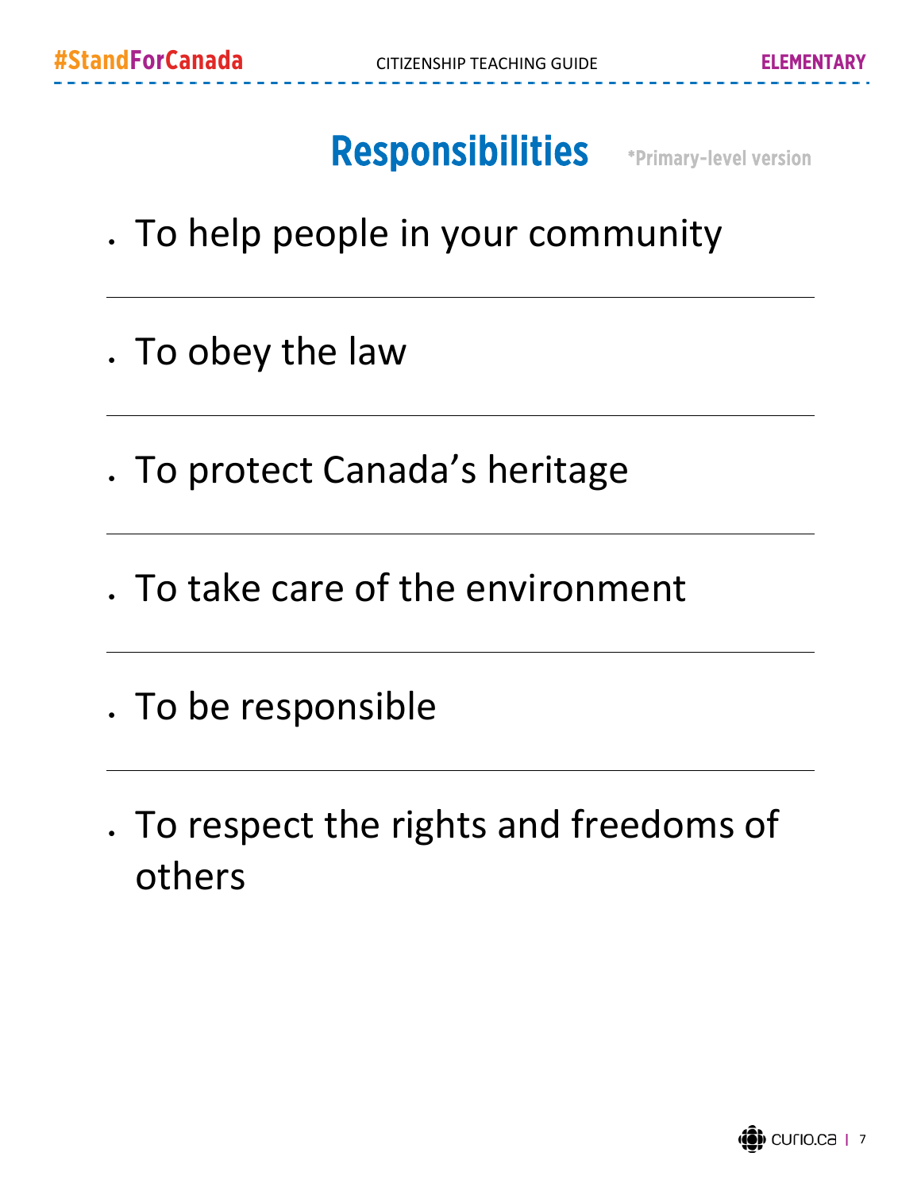# Responsibilities

*Primary-level version

- To help people in your community

- To obey the law

- To protect Canada's heritage

- To take care of the environment

- To be responsible

- To respect the rights and freedoms of others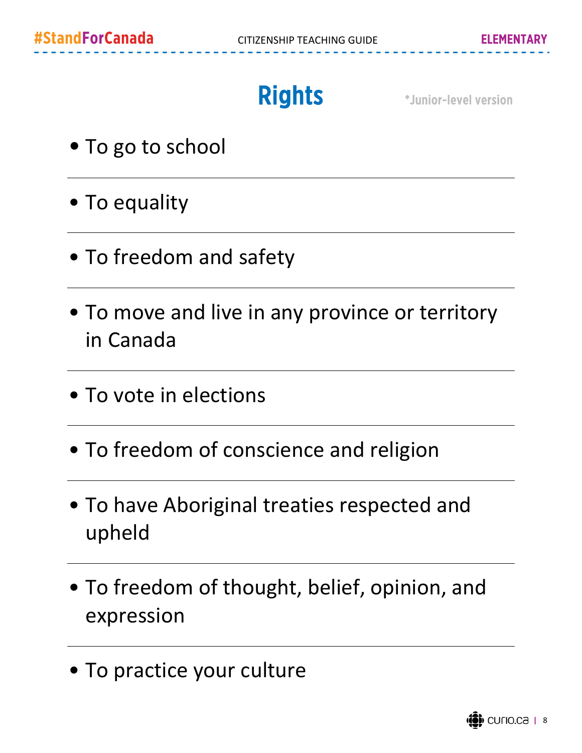# Rights

*Junior-level version

- To go to school
- To equality
- To freedom and safety
- To move and live in any province or territory in Canada
- To vote in elections
- To freedom of conscience and religion
- To have Aboriginal treaties respected and upheld
- To freedom of thought, belief, opinion, and expression
- To practice your culture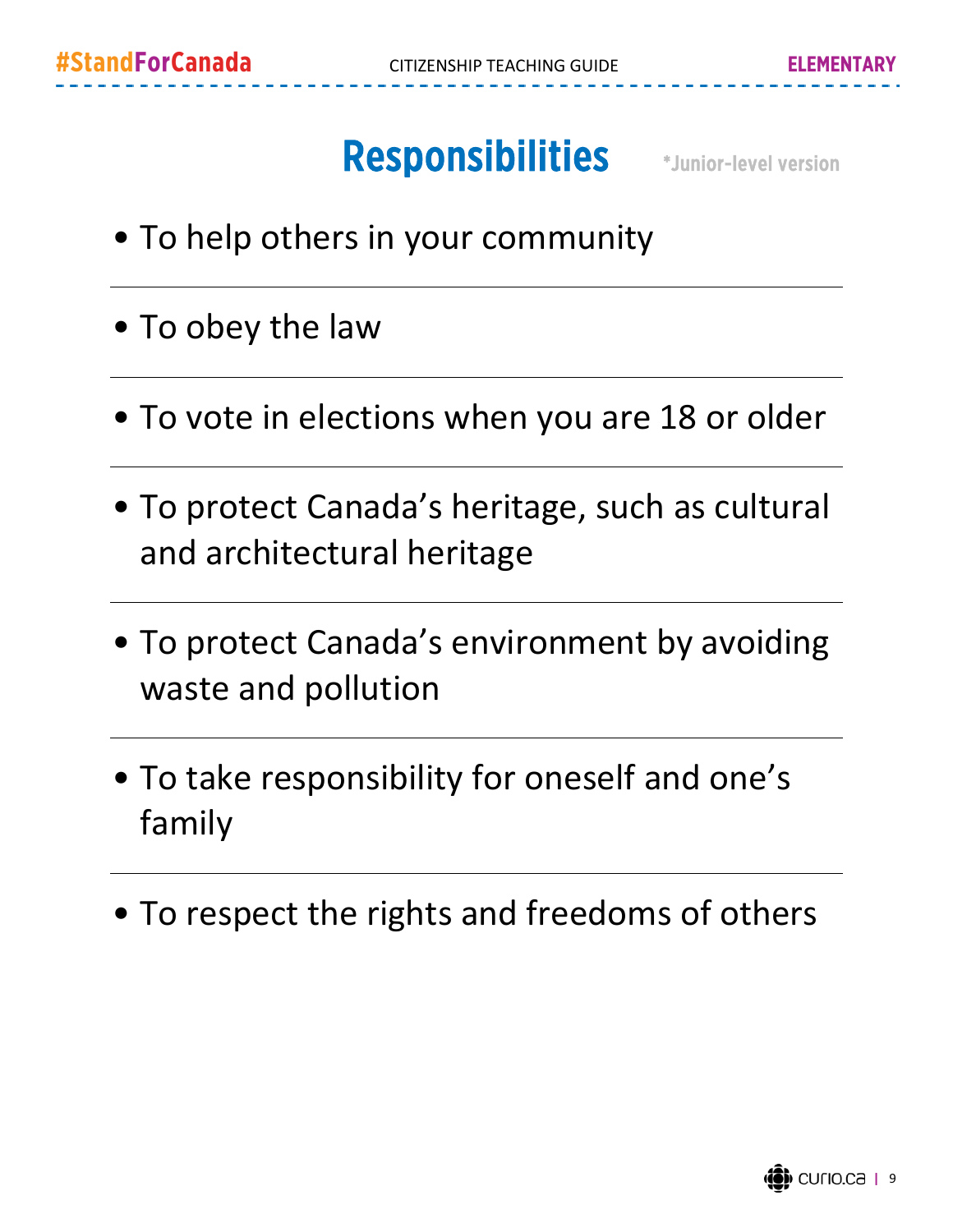# Responsibilities

*Junior-level version

- To help others in your community

- To obey the law

- To vote in elections when you are 18 or older

- To protect Canada's heritage, such as cultural and architectural heritage

- To protect Canada's environment by avoiding waste and pollution

- To take responsibility for oneself and one's family

- To respect the rights and freedoms of others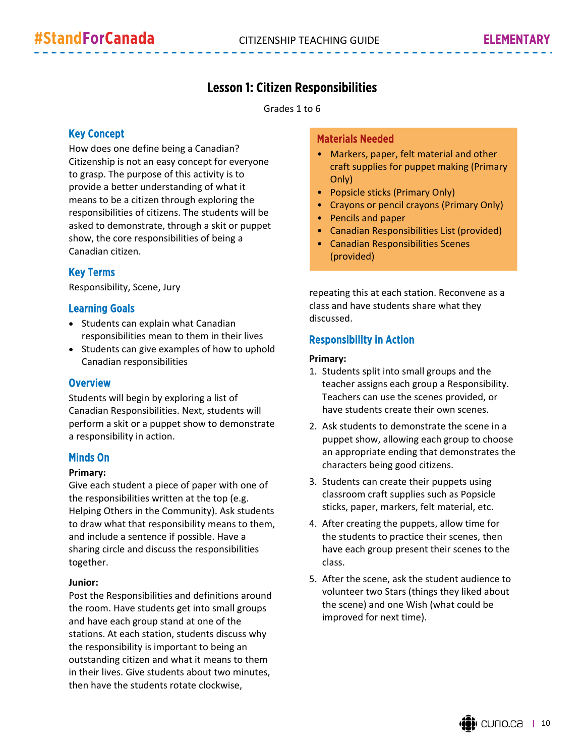# Lesson 1: Citizen Responsibilities

Grades 1 to 6

## Key Concept

How does one define being a Canadian? Citizenship is not an easy concept for everyone to grasp. The purpose of this activity is to provide a better understanding of what it means to be a citizen through exploring the responsibilities of citizens. The students will be asked to demonstrate, through a skit or puppet show, the core responsibilities of being a Canadian citizen.

## Key Terms

Responsibility, Scene, Jury

## Learning Goals

- Students can explain what Canadian responsibilities mean to them in their lives
- Students can give examples of how to uphold Canadian responsibilities

## Overview

Students will begin by exploring a list of Canadian Responsibilities. Next, students will perform a skit or a puppet show to demonstrate a responsibility in action.

## Minds On

**Primary:**

Give each student a piece of paper with one of the responsibilities written at the top (e.g. Helping Others in the Community). Ask students to draw what that responsibility means to them, and include a sentence if possible. Have a sharing circle and discuss the responsibilities together.

**Junior:**

Post the Responsibilities and definitions around the room. Have students get into small groups and have each group stand at one of the stations. At each station, students discuss why the responsibility is important to being an outstanding citizen and what it means to them in their lives. Give students about two minutes, then have the students rotate clockwise, repeating this at each station. Reconvene as a class and have students share what they discussed.

## Materials Needed

- Markers, paper, felt material and other craft supplies for puppet making (Primary Only)
- Popsicle sticks (Primary Only)
- Crayons or pencil crayons (Primary Only)
- Pencils and paper
- Canadian Responsibilities List (provided)
- Canadian Responsibilities Scenes (provided)

## Responsibility in Action

**Primary:**

1. Students split into small groups and the teacher assigns each group a Responsibility. Teachers can use the scenes provided, or have students create their own scenes.
2. Ask students to demonstrate the scene in a puppet show, allowing each group to choose an appropriate ending that demonstrates the characters being good citizens.
3. Students can create their puppets using classroom craft supplies such as Popsicle sticks, paper, markers, felt material, etc.
4. After creating the puppets, allow time for the students to practice their scenes, then have each group present their scenes to the class.
5. After the scene, ask the student audience to volunteer two Stars (things they liked about the scene) and one Wish (what could be improved for next time).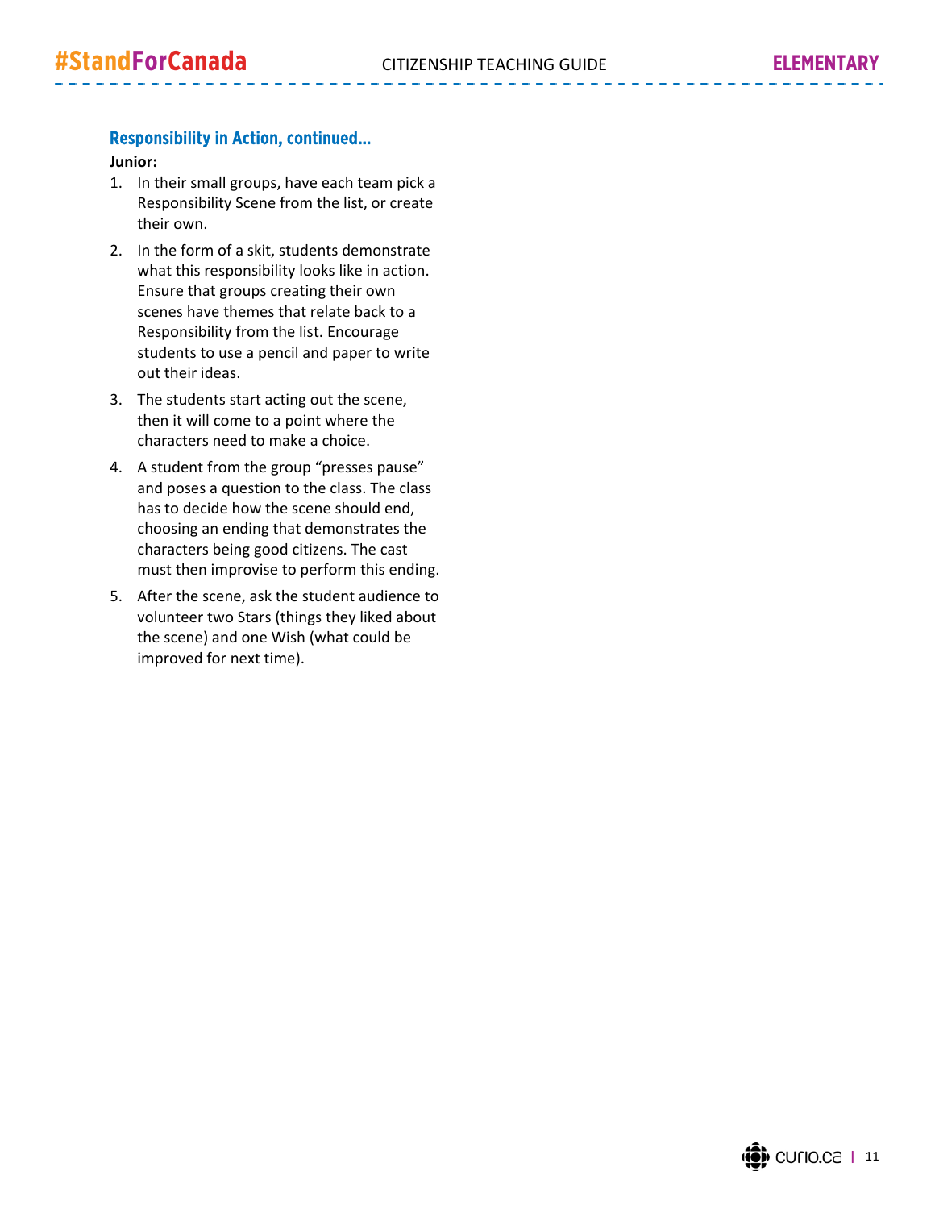### Responsibility in Action, continued…

**Junior:**

1. In their small groups, have each team pick a Responsibility Scene from the list, or create their own.
2. In the form of a skit, students demonstrate what this responsibility looks like in action. Ensure that groups creating their own scenes have themes that relate back to a Responsibility from the list. Encourage students to use a pencil and paper to write out their ideas.
3. The students start acting out the scene, then it will come to a point where the characters need to make a choice.
4. A student from the group “presses pause” and poses a question to the class. The class has to decide how the scene should end, choosing an ending that demonstrates the characters being good citizens. The cast must then improvise to perform this ending.
5. After the scene, ask the student audience to volunteer two Stars (things they liked about the scene) and one Wish (what could be improved for next time).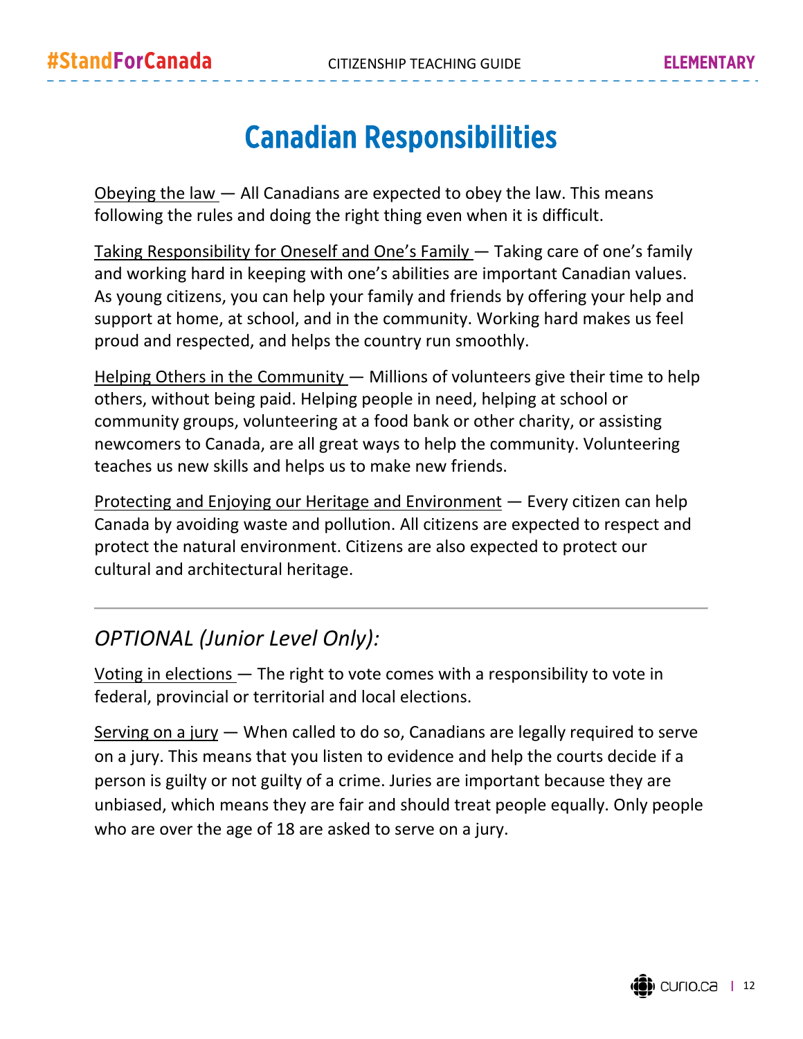# Canadian Responsibilities

Obeying the law — All Canadians are expected to obey the law. This means following the rules and doing the right thing even when it is difficult.

Taking Responsibility for Oneself and One's Family — Taking care of one's family and working hard in keeping with one's abilities are important Canadian values. As young citizens, you can help your family and friends by offering your help and support at home, at school, and in the community. Working hard makes us feel proud and respected, and helps the country run smoothly.

Helping Others in the Community — Millions of volunteers give their time to help others, without being paid. Helping people in need, helping at school or community groups, volunteering at a food bank or other charity, or assisting newcomers to Canada, are all great ways to help the community. Volunteering teaches us new skills and helps us to make new friends.

Protecting and Enjoying our Heritage and Environment — Every citizen can help Canada by avoiding waste and pollution. All citizens are expected to respect and protect the natural environment. Citizens are also expected to protect our cultural and architectural heritage.

---

## *OPTIONAL (Junior Level Only):*

Voting in elections — The right to vote comes with a responsibility to vote in federal, provincial or territorial and local elections.

Serving on a jury — When called to do so, Canadians are legally required to serve on a jury. This means that you listen to evidence and help the courts decide if a person is guilty or not guilty of a crime. Juries are important because they are unbiased, which means they are fair and should treat people equally. Only people who are over the age of 18 are asked to serve on a jury.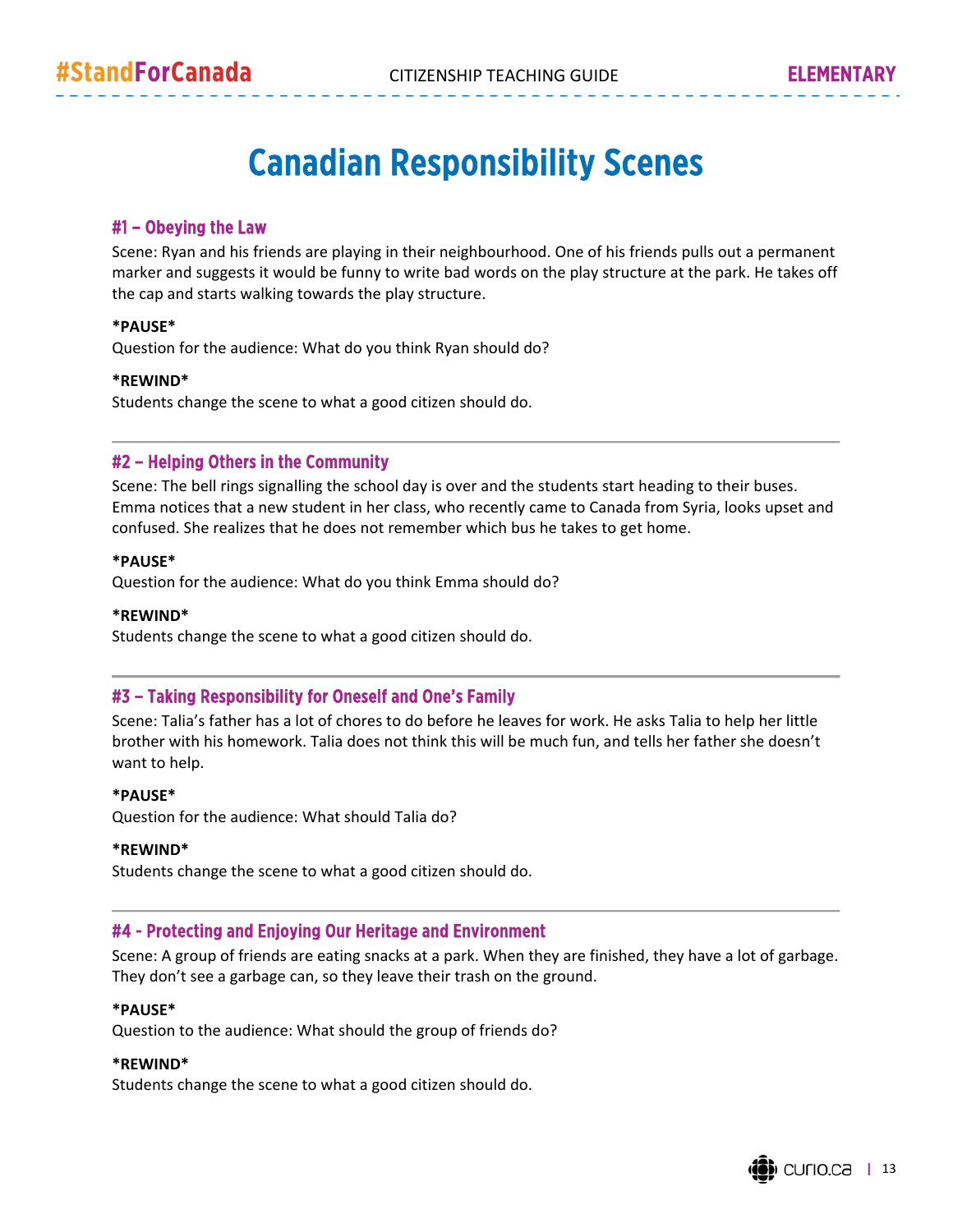# Canadian Responsibility Scenes

## #1 – Obeying the Law

Scene: Ryan and his friends are playing in their neighbourhood. One of his friends pulls out a permanent marker and suggests it would be funny to write bad words on the play structure at the park. He takes off the cap and starts walking towards the play structure.

**\*PAUSE\***
Question for the audience: What do you think Ryan should do?

**\*REWIND\***
Students change the scene to what a good citizen should do.

---

## #2 – Helping Others in the Community

Scene: The bell rings signalling the school day is over and the students start heading to their buses. Emma notices that a new student in her class, who recently came to Canada from Syria, looks upset and confused. She realizes that he does not remember which bus he takes to get home.

**\*PAUSE\***
Question for the audience: What do you think Emma should do?

**\*REWIND\***
Students change the scene to what a good citizen should do.

---

## #3 – Taking Responsibility for Oneself and One's Family

Scene: Talia's father has a lot of chores to do before he leaves for work. He asks Talia to help her little brother with his homework. Talia does not think this will be much fun, and tells her father she doesn't want to help.

**\*PAUSE\***
Question for the audience: What should Talia do?

**\*REWIND\***
Students change the scene to what a good citizen should do.

---

## #4 - Protecting and Enjoying Our Heritage and Environment

Scene: A group of friends are eating snacks at a park. When they are finished, they have a lot of garbage. They don't see a garbage can, so they leave their trash on the ground.

**\*PAUSE\***
Question to the audience: What should the group of friends do?

**\*REWIND\***
Students change the scene to what a good citizen should do.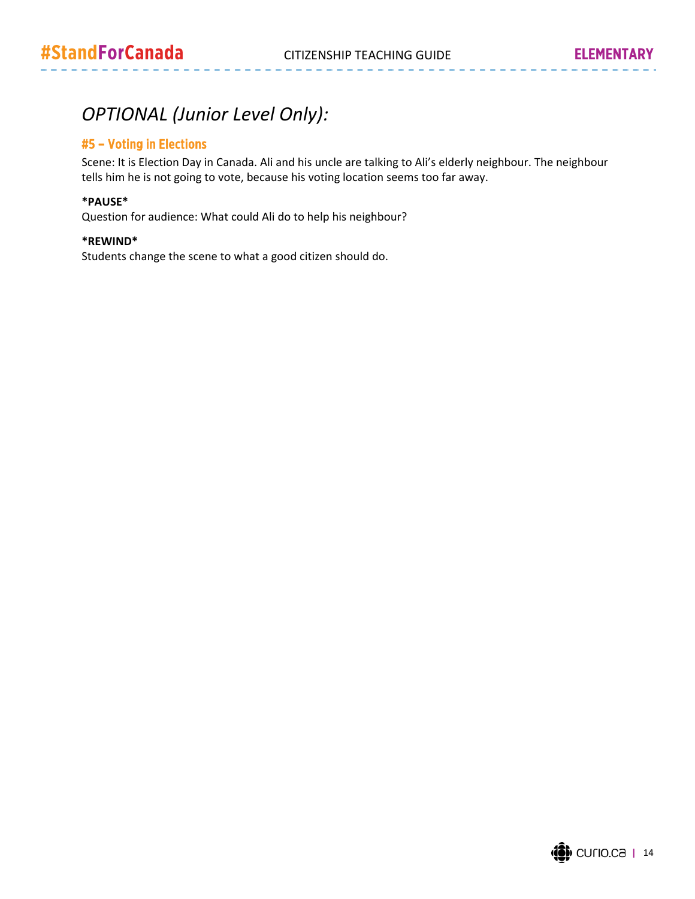## *OPTIONAL (Junior Level Only):*

### #5 – Voting in Elections

Scene: It is Election Day in Canada. Ali and his uncle are talking to Ali's elderly neighbour. The neighbour tells him he is not going to vote, because his voting location seems too far away.

**\*PAUSE\***
Question for audience: What could Ali do to help his neighbour?

**\*REWIND\***
Students change the scene to what a good citizen should do.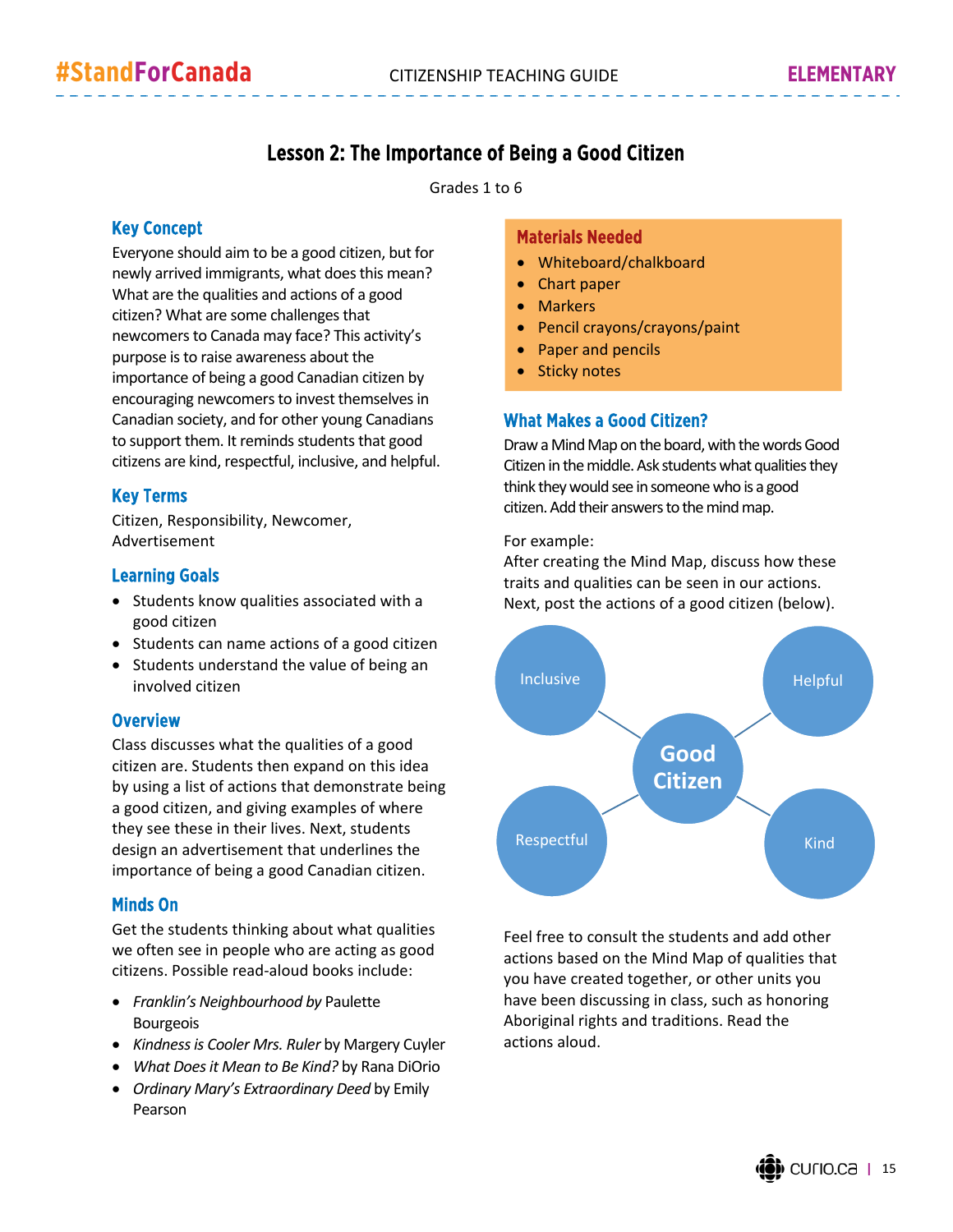## Lesson 2: The Importance of Being a Good Citizen

Grades 1 to 6

### Key Concept

Everyone should aim to be a good citizen, but for newly arrived immigrants, what does this mean? What are the qualities and actions of a good citizen? What are some challenges that newcomers to Canada may face? This activity's purpose is to raise awareness about the importance of being a good Canadian citizen by encouraging newcomers to invest themselves in Canadian society, and for other young Canadians to support them. It reminds students that good citizens are kind, respectful, inclusive, and helpful.

### Key Terms

Citizen, Responsibility, Newcomer, Advertisement

### Learning Goals

- Students know qualities associated with a good citizen
- Students can name actions of a good citizen
- Students understand the value of being an involved citizen

### Overview

Class discusses what the qualities of a good citizen are. Students then expand on this idea by using a list of actions that demonstrate being a good citizen, and giving examples of where they see these in their lives. Next, students design an advertisement that underlines the importance of being a good Canadian citizen.

### Minds On

Get the students thinking about what qualities we often see in people who are acting as good citizens. Possible read-aloud books include:

- *Franklin's Neighbourhood by* Paulette Bourgeois
- *Kindness is Cooler Mrs. Ruler* by Margery Cuyler
- *What Does it Mean to Be Kind?* by Rana DiOrio
- *Ordinary Mary's Extraordinary Deed* by Emily Pearson

### Materials Needed

- Whiteboard/chalkboard
- Chart paper
- Markers
- Pencil crayons/crayons/paint
- Paper and pencils
- Sticky notes

### What Makes a Good Citizen?

Draw a Mind Map on the board, with the words Good Citizen in the middle. Ask students what qualities they think they would see in someone who is a good citizen. Add their answers to the mind map.

For example:
After creating the Mind Map, discuss how these traits and qualities can be seen in our actions. Next, post the actions of a good citizen (below).

Good Citizen: Inclusive, Helpful, Respectful, Kind

Feel free to consult the students and add other actions based on the Mind Map of qualities that you have created together, or other units you have been discussing in class, such as honoring Aboriginal rights and traditions. Read the actions aloud.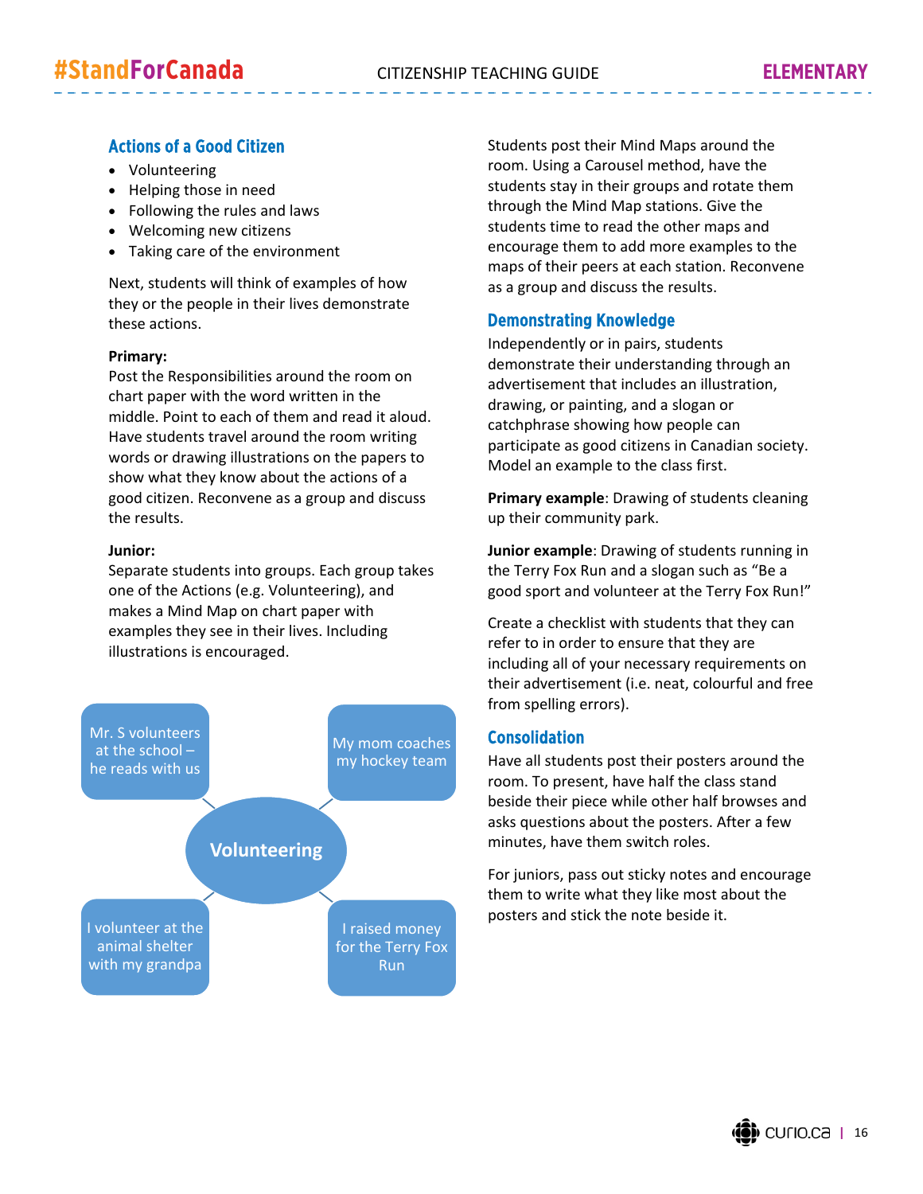## Actions of a Good Citizen

- Volunteering
- Helping those in need
- Following the rules and laws
- Welcoming new citizens
- Taking care of the environment

Next, students will think of examples of how they or the people in their lives demonstrate these actions.

**Primary:**
Post the Responsibilities around the room on chart paper with the word written in the middle. Point to each of them and read it aloud. Have students travel around the room writing words or drawing illustrations on the papers to show what they know about the actions of a good citizen. Reconvene as a group and discuss the results.

**Junior:**
Separate students into groups. Each group takes one of the Actions (e.g. Volunteering), and makes a Mind Map on chart paper with examples they see in their lives. Including illustrations is encouraged.

Volunteering

- Mr. S volunteers at the school – he reads with us
- My mom coaches my hockey team
- I volunteer at the animal shelter with my grandpa
- I raised money for the Terry Fox Run

Students post their Mind Maps around the room. Using a Carousel method, have the students stay in their groups and rotate them through the Mind Map stations. Give the students time to read the other maps and encourage them to add more examples to the maps of their peers at each station. Reconvene as a group and discuss the results.

## Demonstrating Knowledge

Independently or in pairs, students demonstrate their understanding through an advertisement that includes an illustration, drawing, or painting, and a slogan or catchphrase showing how people can participate as good citizens in Canadian society. Model an example to the class first.

**Primary example**: Drawing of students cleaning up their community park.

**Junior example**: Drawing of students running in the Terry Fox Run and a slogan such as "Be a good sport and volunteer at the Terry Fox Run!"

Create a checklist with students that they can refer to in order to ensure that they are including all of your necessary requirements on their advertisement (i.e. neat, colourful and free from spelling errors).

## Consolidation

Have all students post their posters around the room. To present, have half the class stand beside their piece while other half browses and asks questions about the posters. After a few minutes, have them switch roles.

For juniors, pass out sticky notes and encourage them to write what they like most about the posters and stick the note beside it.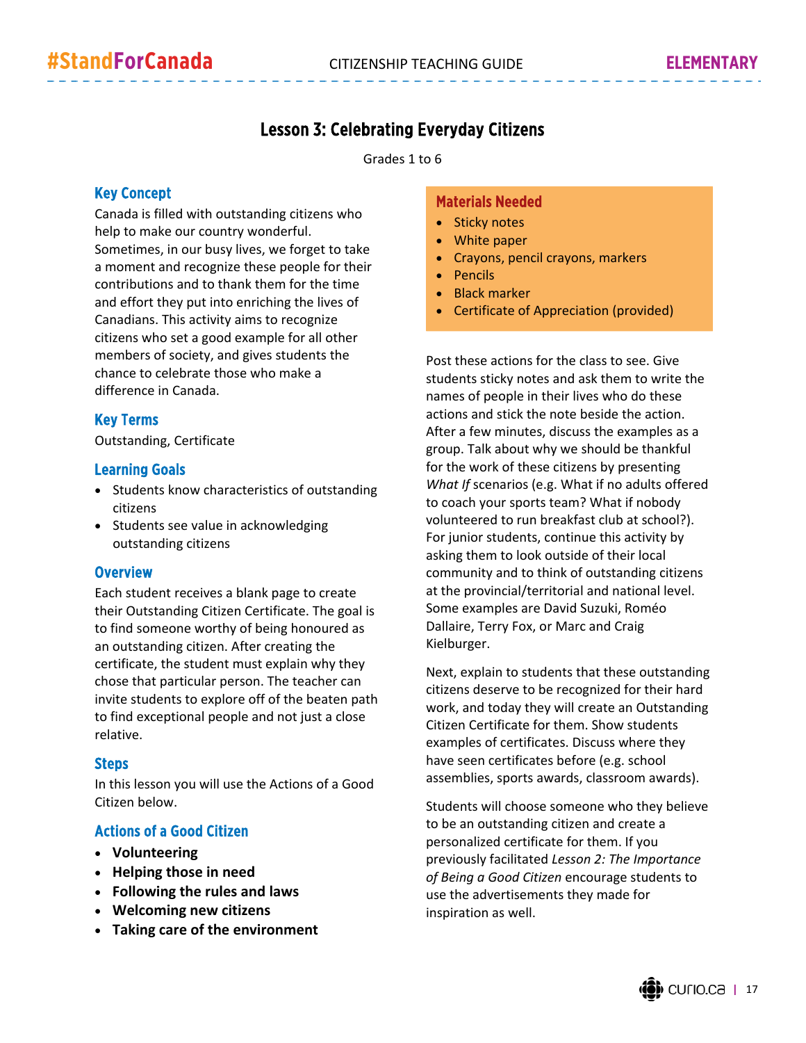# Lesson 3: Celebrating Everyday Citizens

Grades 1 to 6

## Key Concept

Canada is filled with outstanding citizens who help to make our country wonderful. Sometimes, in our busy lives, we forget to take a moment and recognize these people for their contributions and to thank them for the time and effort they put into enriching the lives of Canadians. This activity aims to recognize citizens who set a good example for all other members of society, and gives students the chance to celebrate those who make a difference in Canada.

## Key Terms

Outstanding, Certificate

## Learning Goals

- Students know characteristics of outstanding citizens
- Students see value in acknowledging outstanding citizens

## Overview

Each student receives a blank page to create their Outstanding Citizen Certificate. The goal is to find someone worthy of being honoured as an outstanding citizen. After creating the certificate, the student must explain why they chose that particular person. The teacher can invite students to explore off of the beaten path to find exceptional people and not just a close relative.

## Steps

In this lesson you will use the Actions of a Good Citizen below.

## Actions of a Good Citizen

- **Volunteering**
- **Helping those in need**
- **Following the rules and laws**
- **Welcoming new citizens**
- **Taking care of the environment**

## Materials Needed

- Sticky notes
- White paper
- Crayons, pencil crayons, markers
- Pencils
- Black marker
- Certificate of Appreciation (provided)

Post these actions for the class to see. Give students sticky notes and ask them to write the names of people in their lives who do these actions and stick the note beside the action. After a few minutes, discuss the examples as a group. Talk about why we should be thankful for the work of these citizens by presenting *What If* scenarios (e.g. What if no adults offered to coach your sports team? What if nobody volunteered to run breakfast club at school?). For junior students, continue this activity by asking them to look outside of their local community and to think of outstanding citizens at the provincial/territorial and national level. Some examples are David Suzuki, Roméo Dallaire, Terry Fox, or Marc and Craig Kielburger.

Next, explain to students that these outstanding citizens deserve to be recognized for their hard work, and today they will create an Outstanding Citizen Certificate for them. Show students examples of certificates. Discuss where they have seen certificates before (e.g. school assemblies, sports awards, classroom awards).

Students will choose someone who they believe to be an outstanding citizen and create a personalized certificate for them. If you previously facilitated *Lesson 2: The Importance of Being a Good Citizen* encourage students to use the advertisements they made for inspiration as well.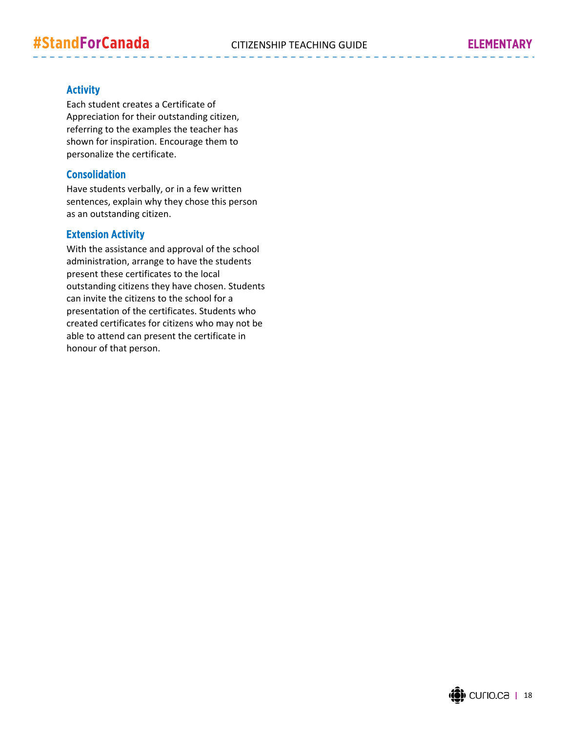### Activity

Each student creates a Certificate of Appreciation for their outstanding citizen, referring to the examples the teacher has shown for inspiration. Encourage them to personalize the certificate.

### Consolidation

Have students verbally, or in a few written sentences, explain why they chose this person as an outstanding citizen.

### Extension Activity

With the assistance and approval of the school administration, arrange to have the students present these certificates to the local outstanding citizens they have chosen. Students can invite the citizens to the school for a presentation of the certificates. Students who created certificates for citizens who may not be able to attend can present the certificate in honour of that person.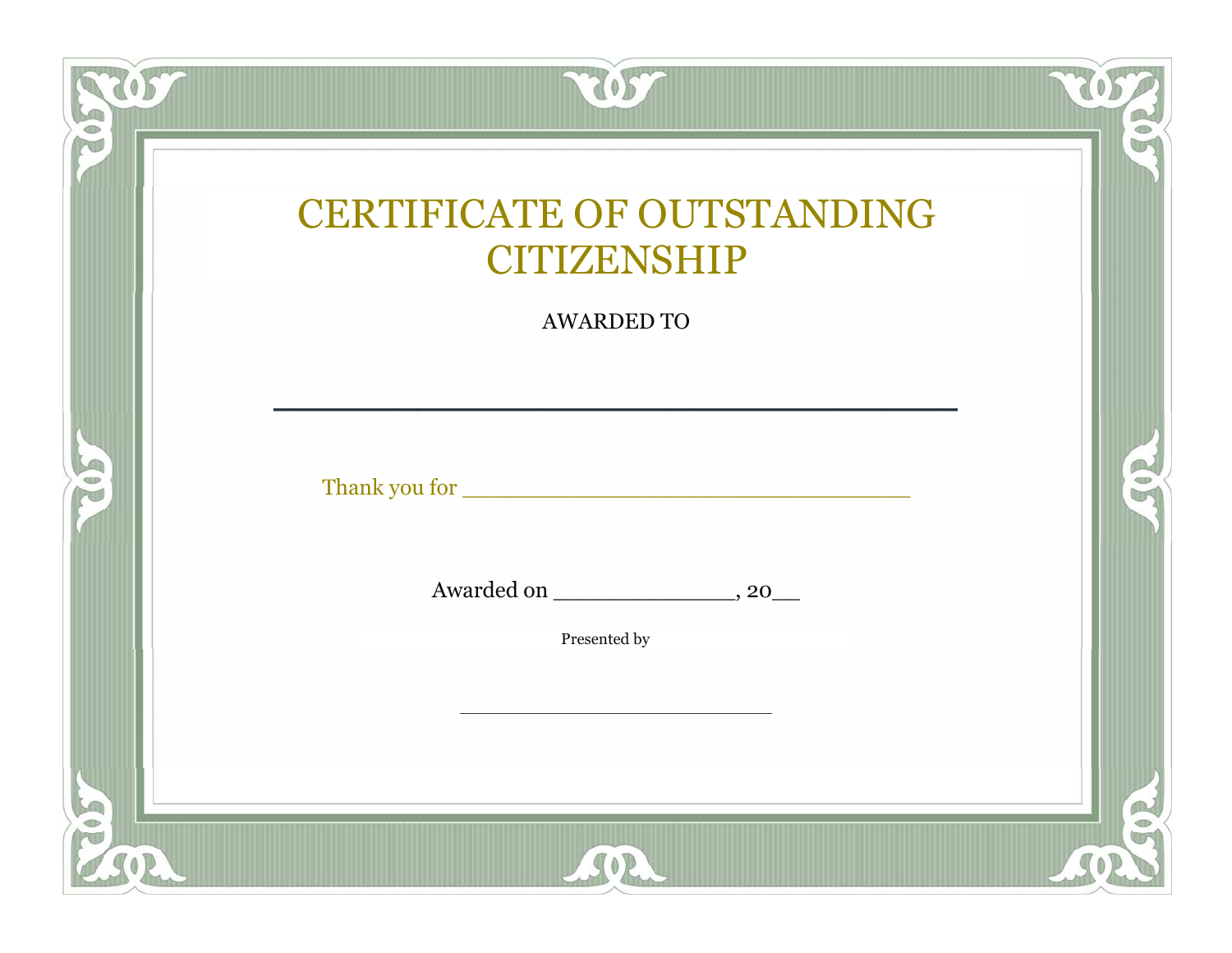# CERTIFICATE OF OUTSTANDING CITIZENSHIP

AWARDED TO

________________________________________

Thank you for ________________________________

Awarded on _____________, 20__

Presented by

________________________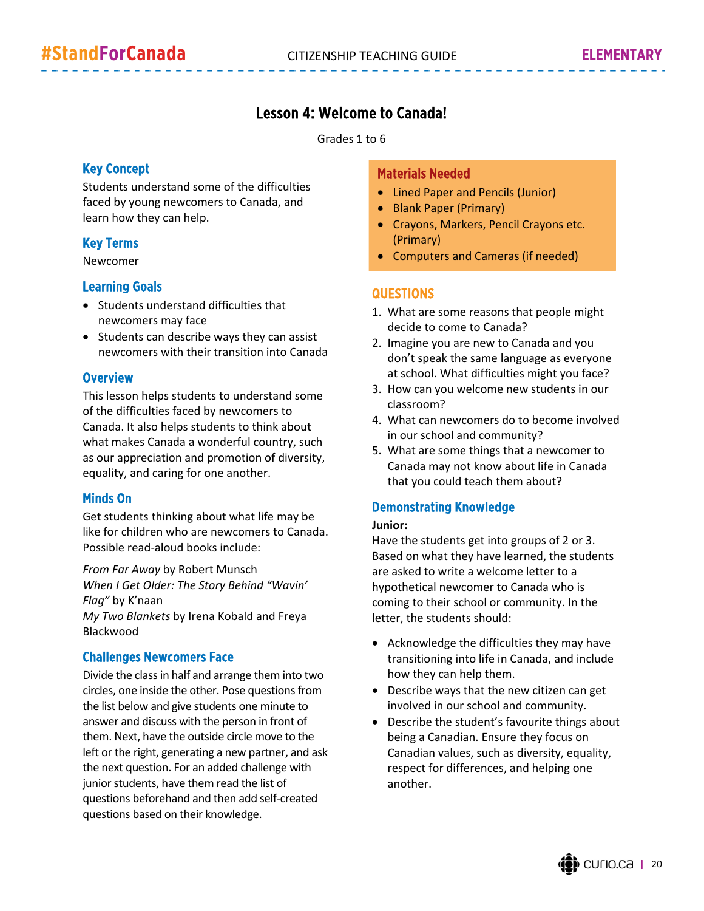# Lesson 4: Welcome to Canada!

Grades 1 to 6

## Key Concept

Students understand some of the difficulties faced by young newcomers to Canada, and learn how they can help.

## Key Terms

Newcomer

## Learning Goals

- Students understand difficulties that newcomers may face
- Students can describe ways they can assist newcomers with their transition into Canada

## Overview

This lesson helps students to understand some of the difficulties faced by newcomers to Canada. It also helps students to think about what makes Canada a wonderful country, such as our appreciation and promotion of diversity, equality, and caring for one another.

## Minds On

Get students thinking about what life may be like for children who are newcomers to Canada. Possible read-aloud books include:

*From Far Away* by Robert Munsch
*When I Get Older: The Story Behind "Wavin' Flag"* by K'naan
*My Two Blankets* by Irena Kobald and Freya Blackwood

## Challenges Newcomers Face

Divide the class in half and arrange them into two circles, one inside the other. Pose questions from the list below and give students one minute to answer and discuss with the person in front of them. Next, have the outside circle move to the left or the right, generating a new partner, and ask the next question. For an added challenge with junior students, have them read the list of questions beforehand and then add self-created questions based on their knowledge.

## Materials Needed

- Lined Paper and Pencils (Junior)
- Blank Paper (Primary)
- Crayons, Markers, Pencil Crayons etc. (Primary)
- Computers and Cameras (if needed)

## QUESTIONS

1. What are some reasons that people might decide to come to Canada?
2. Imagine you are new to Canada and you don't speak the same language as everyone at school. What difficulties might you face?
3. How can you welcome new students in our classroom?
4. What can newcomers do to become involved in our school and community?
5. What are some things that a newcomer to Canada may not know about life in Canada that you could teach them about?

## Demonstrating Knowledge

**Junior:**

Have the students get into groups of 2 or 3. Based on what they have learned, the students are asked to write a welcome letter to a hypothetical newcomer to Canada who is coming to their school or community. In the letter, the students should:

- Acknowledge the difficulties they may have transitioning into life in Canada, and include how they can help them.
- Describe ways that the new citizen can get involved in our school and community.
- Describe the student's favourite things about being a Canadian. Ensure they focus on Canadian values, such as diversity, equality, respect for differences, and helping one another.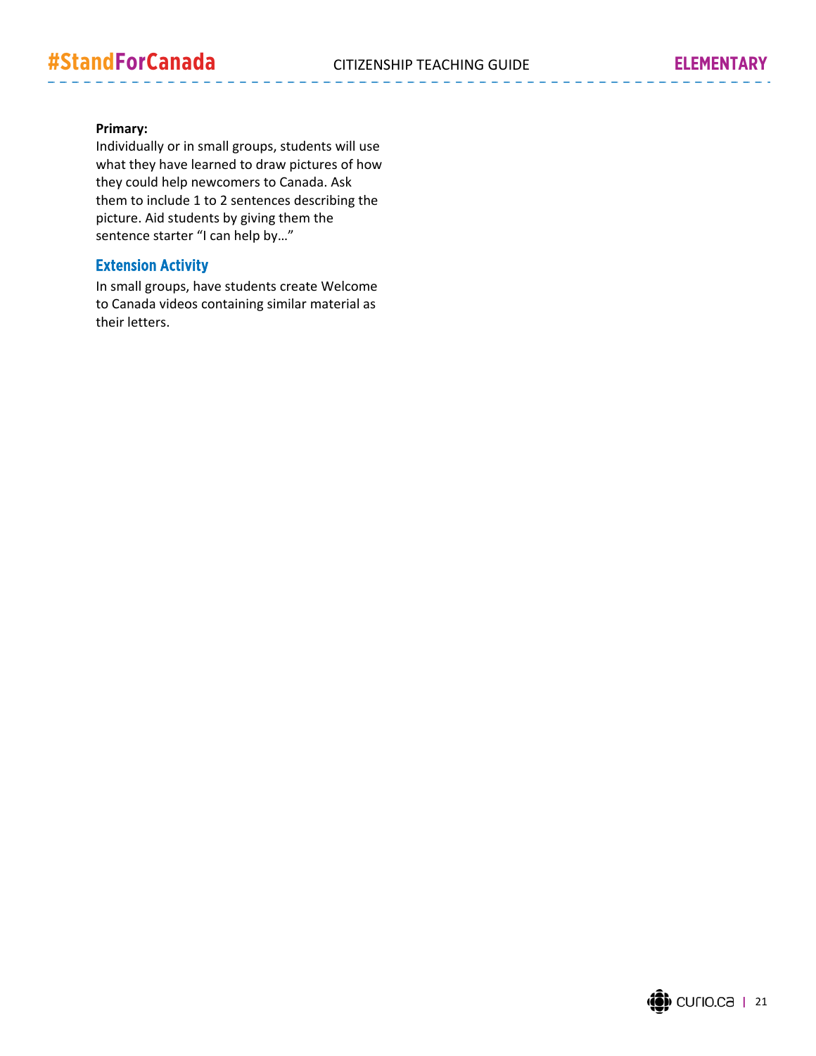**Primary:**
Individually or in small groups, students will use what they have learned to draw pictures of how they could help newcomers to Canada. Ask them to include 1 to 2 sentences describing the picture. Aid students by giving them the sentence starter "I can help by…"

### Extension Activity

In small groups, have students create Welcome to Canada videos containing similar material as their letters.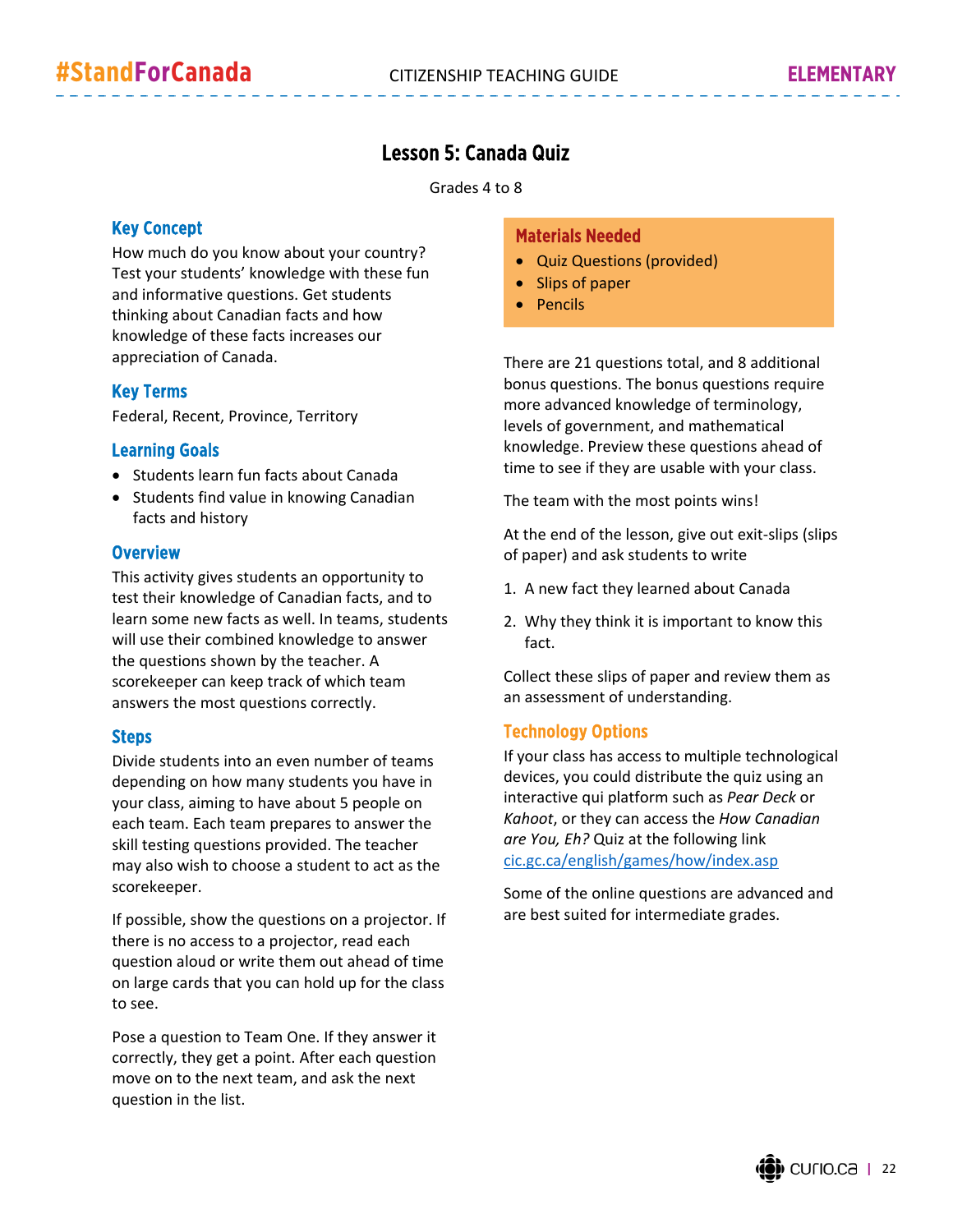# Lesson 5: Canada Quiz

Grades 4 to 8

### Key Concept

How much do you know about your country? Test your students' knowledge with these fun and informative questions. Get students thinking about Canadian facts and how knowledge of these facts increases our appreciation of Canada.

### Key Terms

Federal, Recent, Province, Territory

### Learning Goals

- Students learn fun facts about Canada
- Students find value in knowing Canadian facts and history

### Overview

This activity gives students an opportunity to test their knowledge of Canadian facts, and to learn some new facts as well. In teams, students will use their combined knowledge to answer the questions shown by the teacher. A scorekeeper can keep track of which team answers the most questions correctly.

### Steps

Divide students into an even number of teams depending on how many students you have in your class, aiming to have about 5 people on each team. Each team prepares to answer the skill testing questions provided. The teacher may also wish to choose a student to act as the scorekeeper.

If possible, show the questions on a projector. If there is no access to a projector, read each question aloud or write them out ahead of time on large cards that you can hold up for the class to see.

Pose a question to Team One. If they answer it correctly, they get a point. After each question move on to the next team, and ask the next question in the list.

### Materials Needed

- Quiz Questions (provided)
- Slips of paper
- Pencils

There are 21 questions total, and 8 additional bonus questions. The bonus questions require more advanced knowledge of terminology, levels of government, and mathematical knowledge. Preview these questions ahead of time to see if they are usable with your class.

The team with the most points wins!

At the end of the lesson, give out exit-slips (slips of paper) and ask students to write

1. A new fact they learned about Canada
2. Why they think it is important to know this fact.

Collect these slips of paper and review them as an assessment of understanding.

### Technology Options

If your class has access to multiple technological devices, you could distribute the quiz using an interactive qui platform such as *Pear Deck* or *Kahoot*, or they can access the *How Canadian are You, Eh?* Quiz at the following link [cic.gc.ca/english/games/how/index.asp](cic.gc.ca/english/games/how/index.asp)

Some of the online questions are advanced and are best suited for intermediate grades.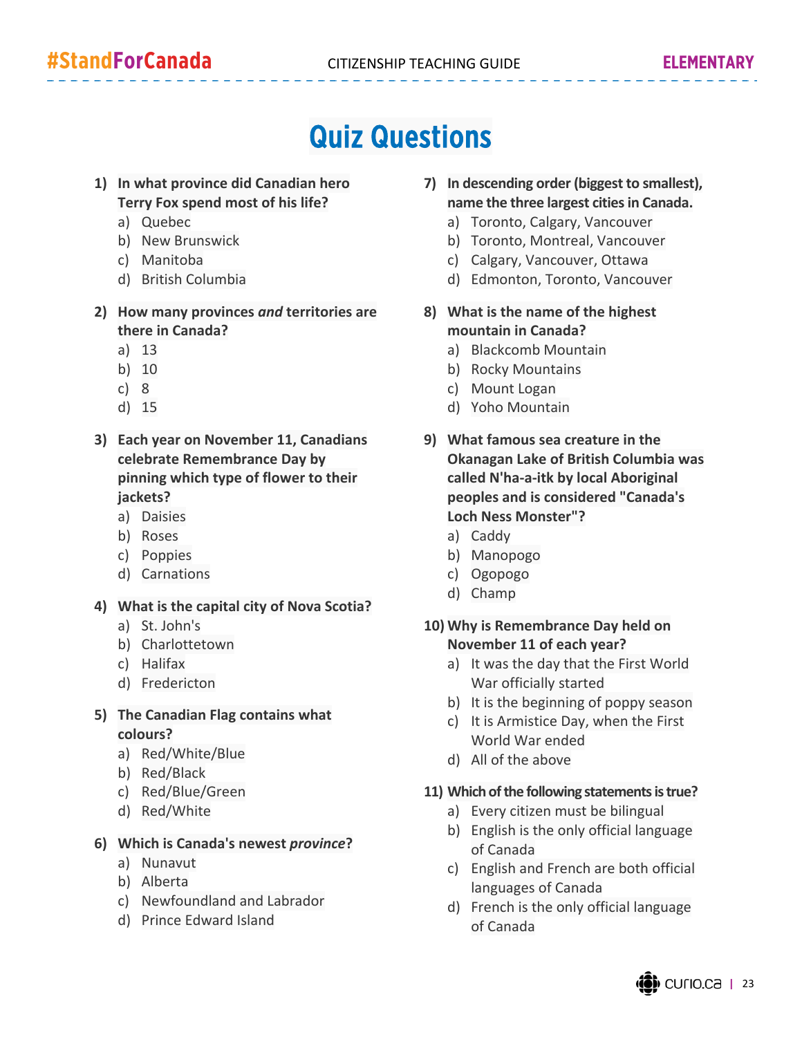# Quiz Questions

1) **In what province did Canadian hero Terry Fox spend most of his life?**
   a) Quebec
   b) New Brunswick
   c) Manitoba
   d) British Columbia

2) **How many provinces *and* territories are there in Canada?**
   a) 13
   b) 10
   c) 8
   d) 15

3) **Each year on November 11, Canadians celebrate Remembrance Day by pinning which type of flower to their jackets?**
   a) Daisies
   b) Roses
   c) Poppies
   d) Carnations

4) **What is the capital city of Nova Scotia?**
   a) St. John's
   b) Charlottetown
   c) Halifax
   d) Fredericton

5) **The Canadian Flag contains what colours?**
   a) Red/White/Blue
   b) Red/Black
   c) Red/Blue/Green
   d) Red/White

6) **Which is Canada's newest *province*?**
   a) Nunavut
   b) Alberta
   c) Newfoundland and Labrador
   d) Prince Edward Island

7) **In descending order (biggest to smallest), name the three largest cities in Canada.**
   a) Toronto, Calgary, Vancouver
   b) Toronto, Montreal, Vancouver
   c) Calgary, Vancouver, Ottawa
   d) Edmonton, Toronto, Vancouver

8) **What is the name of the highest mountain in Canada?**
   a) Blackcomb Mountain
   b) Rocky Mountains
   c) Mount Logan
   d) Yoho Mountain

9) **What famous sea creature in the Okanagan Lake of British Columbia was called N'ha-a-itk by local Aboriginal peoples and is considered "Canada's Loch Ness Monster"?**
   a) Caddy
   b) Manopogo
   c) Ogopogo
   d) Champ

10) **Why is Remembrance Day held on November 11 of each year?**
    a) It was the day that the First World War officially started
    b) It is the beginning of poppy season
    c) It is Armistice Day, when the First World War ended
    d) All of the above

11) **Which of the following statements is true?**
    a) Every citizen must be bilingual
    b) English is the only official language of Canada
    c) English and French are both official languages of Canada
    d) French is the only official language of Canada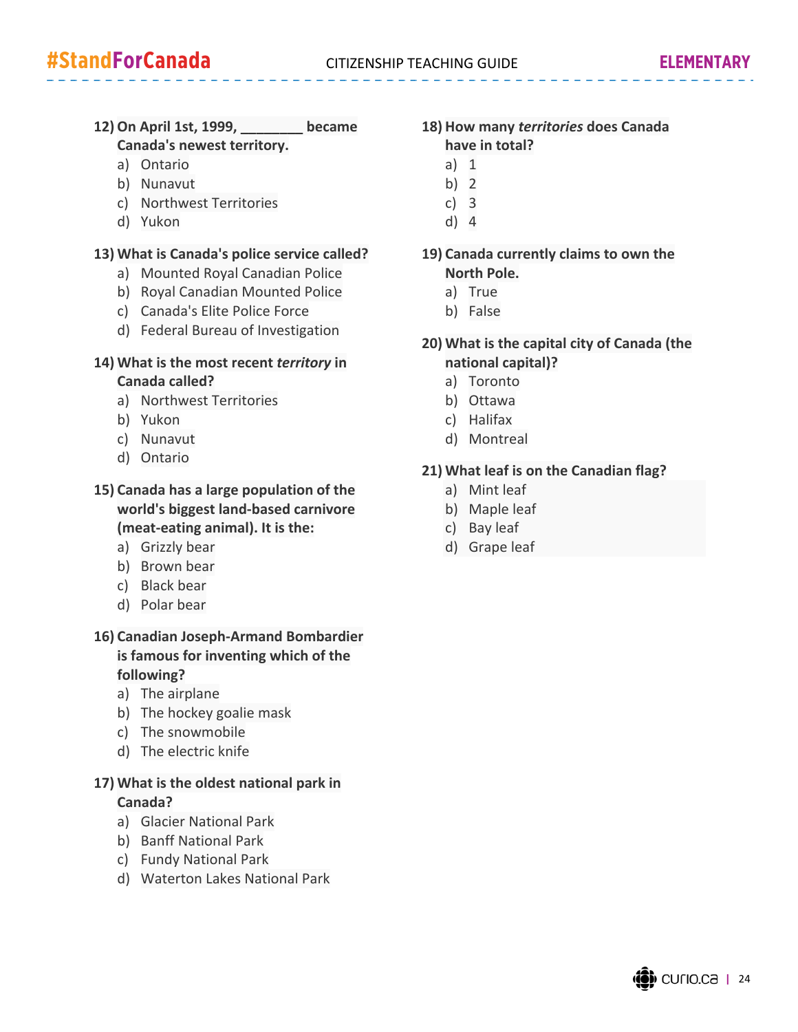**12) On April 1st, 1999, ________ became Canada's newest territory.**

a) Ontario
b) Nunavut
c) Northwest Territories
d) Yukon

**13) What is Canada's police service called?**

a) Mounted Royal Canadian Police
b) Royal Canadian Mounted Police
c) Canada's Elite Police Force
d) Federal Bureau of Investigation

**14) What is the most recent *territory* in Canada called?**

a) Northwest Territories
b) Yukon
c) Nunavut
d) Ontario

**15) Canada has a large population of the world's biggest land-based carnivore (meat-eating animal). It is the:**

a) Grizzly bear
b) Brown bear
c) Black bear
d) Polar bear

**16) Canadian Joseph-Armand Bombardier is famous for inventing which of the following?**

a) The airplane
b) The hockey goalie mask
c) The snowmobile
d) The electric knife

**17) What is the oldest national park in Canada?**

a) Glacier National Park
b) Banff National Park
c) Fundy National Park
d) Waterton Lakes National Park

**18) How many *territories* does Canada have in total?**

a) 1
b) 2
c) 3
d) 4

**19) Canada currently claims to own the North Pole.**

a) True
b) False

**20) What is the capital city of Canada (the national capital)?**

a) Toronto
b) Ottawa
c) Halifax
d) Montreal

**21) What leaf is on the Canadian flag?**

a) Mint leaf
b) Maple leaf
c) Bay leaf
d) Grape leaf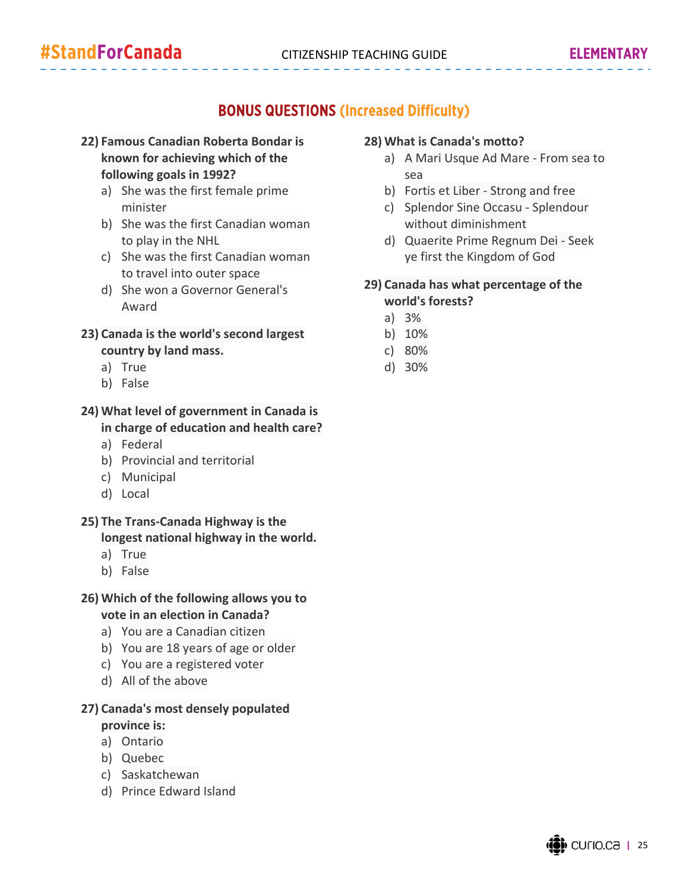## BONUS QUESTIONS (Increased Difficulty)

**22) Famous Canadian Roberta Bondar is known for achieving which of the following goals in 1992?**

a) She was the first female prime minister
b) She was the first Canadian woman to play in the NHL
c) She was the first Canadian woman to travel into outer space
d) She won a Governor General's Award

**23) Canada is the world's second largest country by land mass.**

a) True
b) False

**24) What level of government in Canada is in charge of education and health care?**

a) Federal
b) Provincial and territorial
c) Municipal
d) Local

**25) The Trans-Canada Highway is the longest national highway in the world.**

a) True
b) False

**26) Which of the following allows you to vote in an election in Canada?**

a) You are a Canadian citizen
b) You are 18 years of age or older
c) You are a registered voter
d) All of the above

**27) Canada's most densely populated province is:**

a) Ontario
b) Quebec
c) Saskatchewan
d) Prince Edward Island

**28) What is Canada's motto?**

a) A Mari Usque Ad Mare - From sea to sea
b) Fortis et Liber - Strong and free
c) Splendor Sine Occasu - Splendour without diminishment
d) Quaerite Prime Regnum Dei - Seek ye first the Kingdom of God

**29) Canada has what percentage of the world's forests?**

a) 3%
b) 10%
c) 80%
d) 30%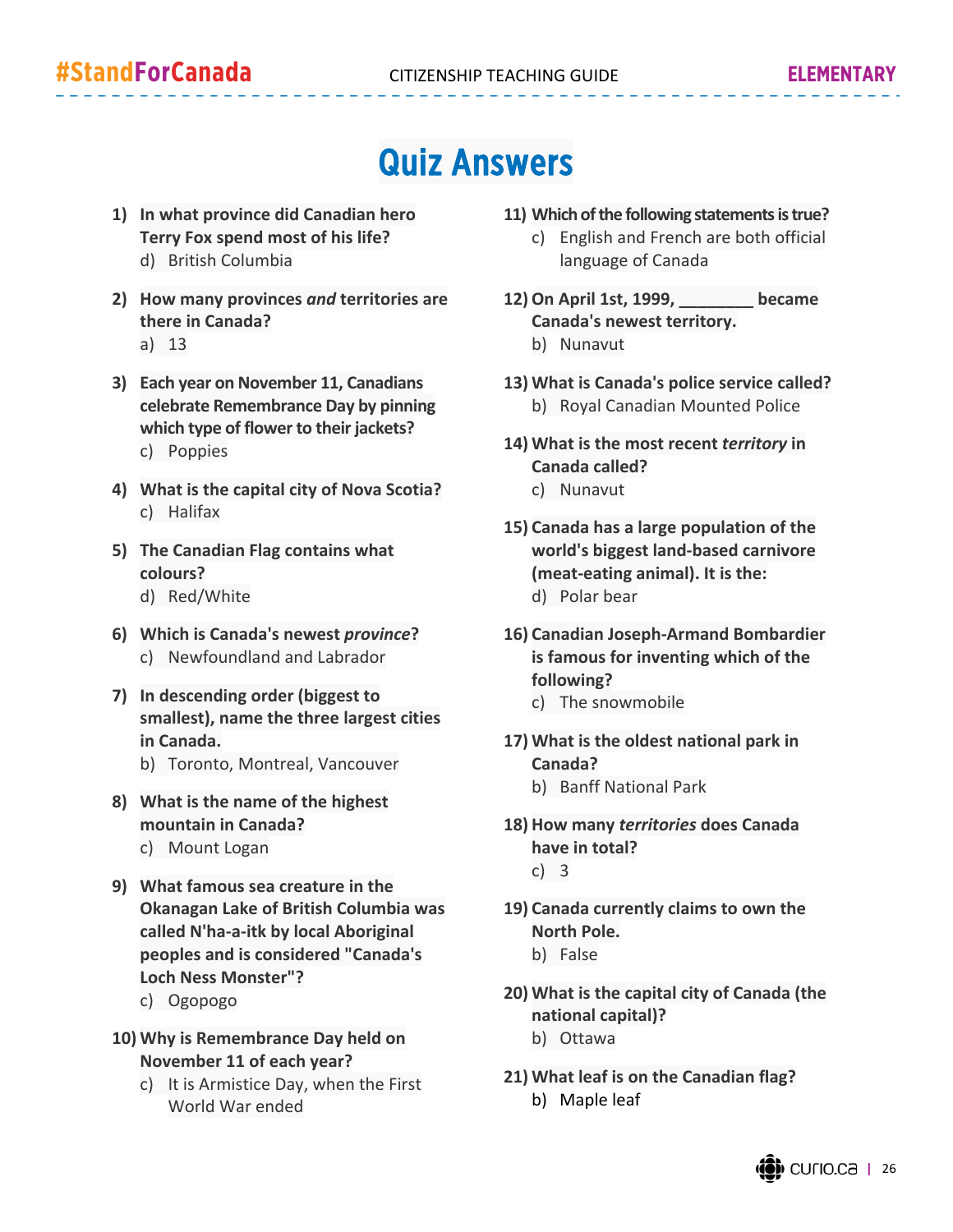# Quiz Answers

**1) In what province did Canadian hero Terry Fox spend most of his life?**
d) British Columbia

**2) How many provinces *and* territories are there in Canada?**
a) 13

**3) Each year on November 11, Canadians celebrate Remembrance Day by pinning which type of flower to their jackets?**
c) Poppies

**4) What is the capital city of Nova Scotia?**
c) Halifax

**5) The Canadian Flag contains what colours?**
d) Red/White

**6) Which is Canada's newest *province*?**
c) Newfoundland and Labrador

**7) In descending order (biggest to smallest), name the three largest cities in Canada.**
b) Toronto, Montreal, Vancouver

**8) What is the name of the highest mountain in Canada?**
c) Mount Logan

**9) What famous sea creature in the Okanagan Lake of British Columbia was called N'ha-a-itk by local Aboriginal peoples and is considered "Canada's Loch Ness Monster"?**
c) Ogopogo

**10) Why is Remembrance Day held on November 11 of each year?**
c) It is Armistice Day, when the First World War ended

**11) Which of the following statements is true?**
c) English and French are both official language of Canada

**12) On April 1st, 1999, ________ became Canada's newest territory.**
b) Nunavut

**13) What is Canada's police service called?**
b) Royal Canadian Mounted Police

**14) What is the most recent *territory* in Canada called?**
c) Nunavut

**15) Canada has a large population of the world's biggest land-based carnivore (meat-eating animal). It is the:**
d) Polar bear

**16) Canadian Joseph-Armand Bombardier is famous for inventing which of the following?**
c) The snowmobile

**17) What is the oldest national park in Canada?**
b) Banff National Park

**18) How many *territories* does Canada have in total?**
c) 3

**19) Canada currently claims to own the North Pole.**
b) False

**20) What is the capital city of Canada (the national capital)?**
b) Ottawa

**21) What leaf is on the Canadian flag?**
b) Maple leaf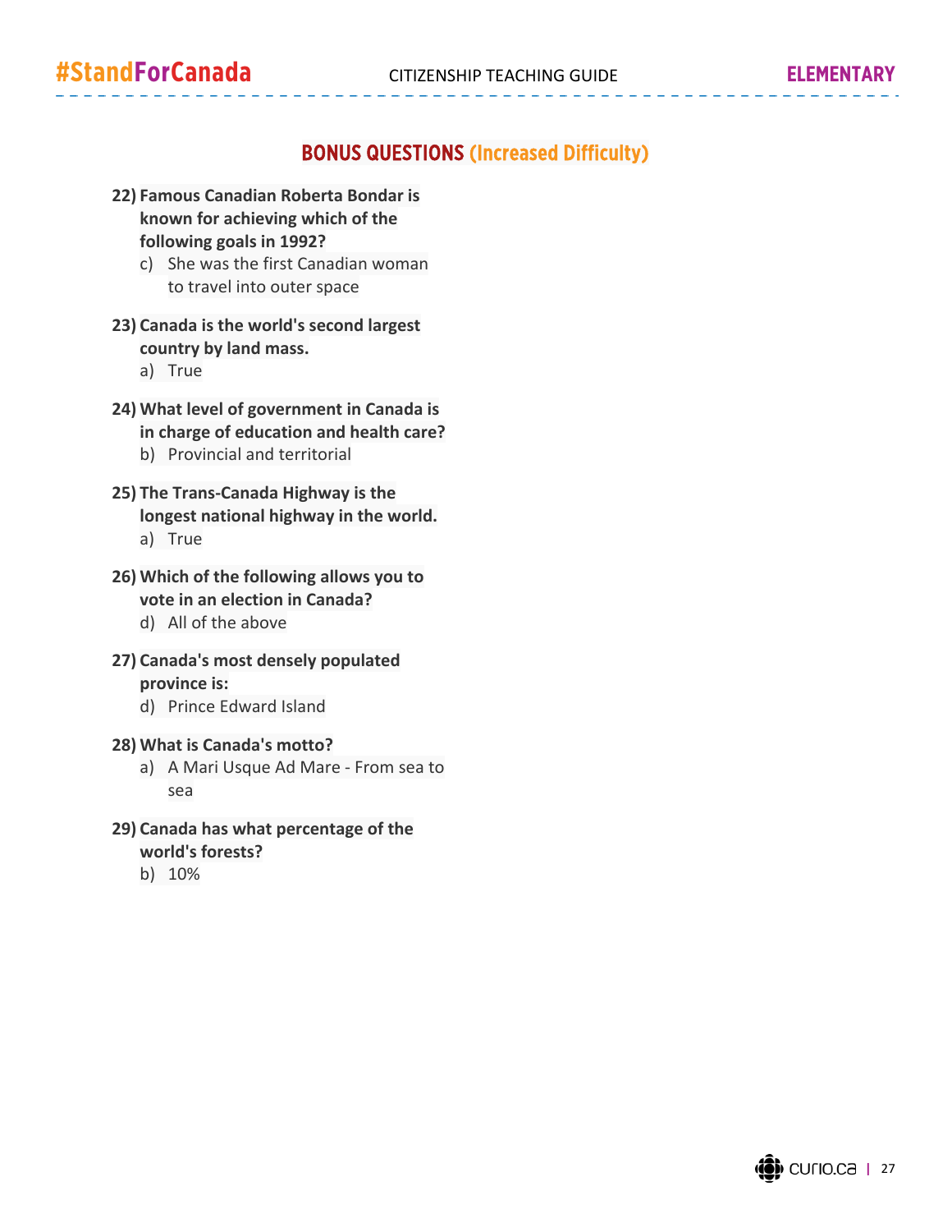## BONUS QUESTIONS (Increased Difficulty)

22) **Famous Canadian Roberta Bondar is known for achieving which of the following goals in 1992?**
   c) She was the first Canadian woman to travel into outer space

23) **Canada is the world's second largest country by land mass.**
   a) True

24) **What level of government in Canada is in charge of education and health care?**
   b) Provincial and territorial

25) **The Trans-Canada Highway is the longest national highway in the world.**
   a) True

26) **Which of the following allows you to vote in an election in Canada?**
   d) All of the above

27) **Canada's most densely populated province is:**
   d) Prince Edward Island

28) **What is Canada's motto?**
   a) A Mari Usque Ad Mare - From sea to sea

29) **Canada has what percentage of the world's forests?**
   b) 10%